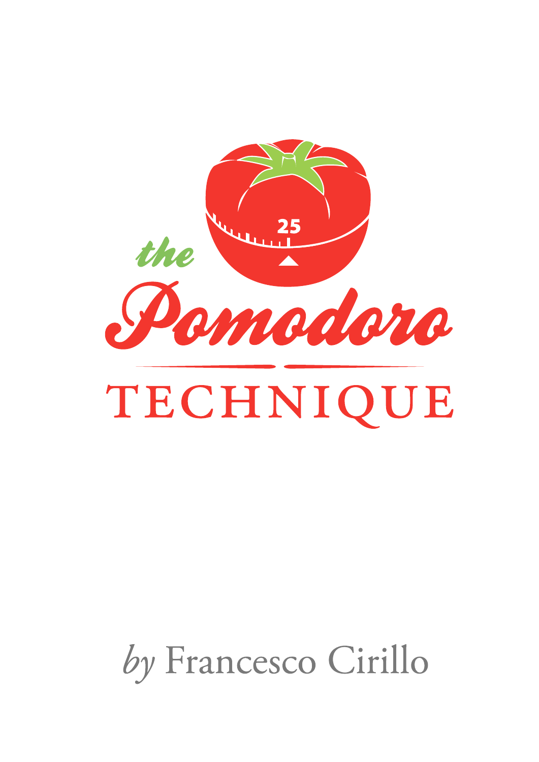# the Pomodoro TECHNIQUE

*by* Francesco Cirillo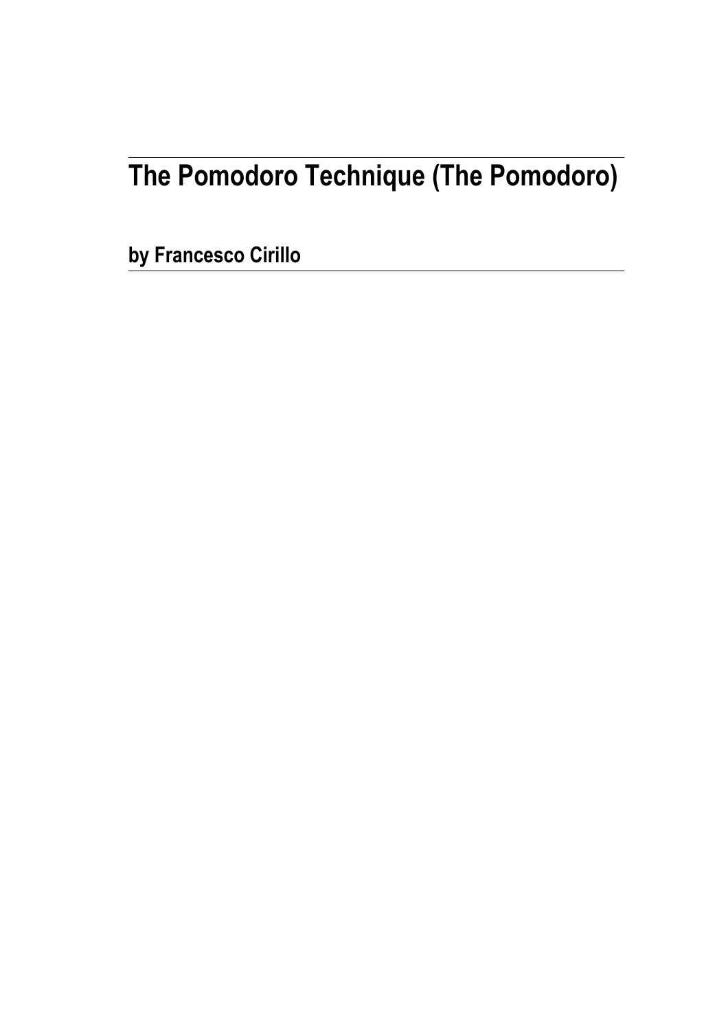# The Pomodoro Technique (The Pomodoro)

**by Francesco Cirillo**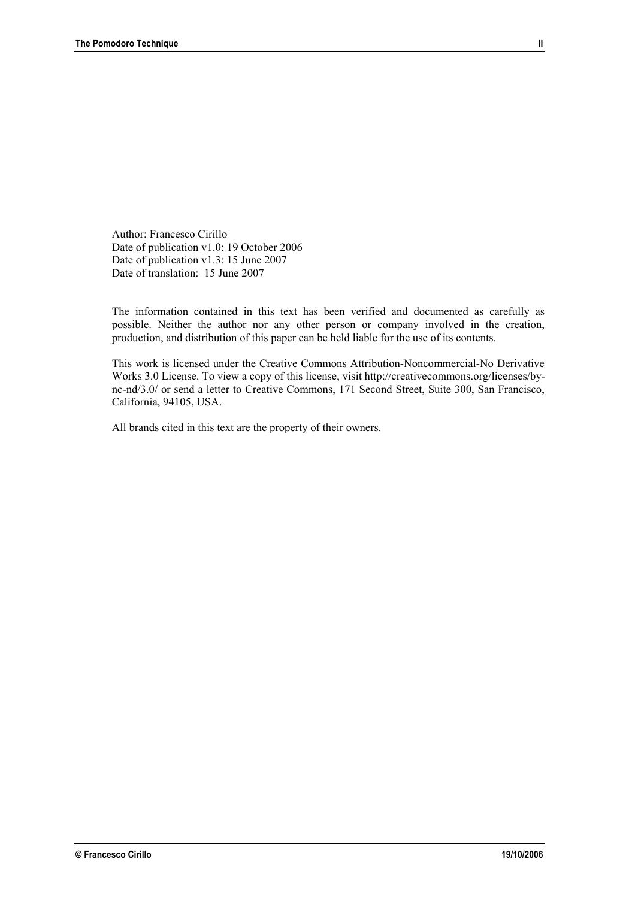Author: Francesco Cirillo
Date of publication v1.0: 19 October 2006
Date of publication v1.3: 15 June 2007
Date of translation: 15 June 2007

The information contained in this text has been verified and documented as carefully as possible. Neither the author nor any other person or company involved in the creation, production, and distribution of this paper can be held liable for the use of its contents.

This work is licensed under the Creative Commons Attribution-Noncommercial-No Derivative Works 3.0 License. To view a copy of this license, visit http://creativecommons.org/licenses/by-nc-nd/3.0/ or send a letter to Creative Commons, 171 Second Street, Suite 300, San Francisco, California, 94105, USA.

All brands cited in this text are the property of their owners.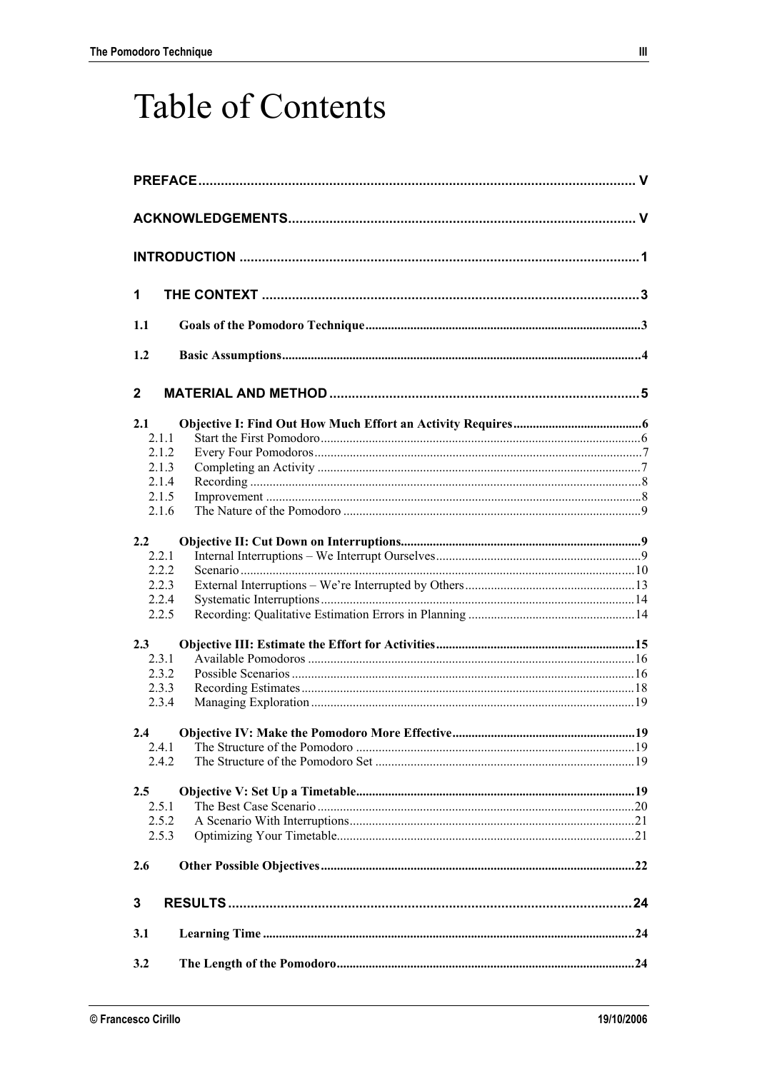# Table of Contents

**PREFACE** .......... V

**ACKNOWLEDGEMENTS** .......... V

**INTRODUCTION** .......... 1

**1 THE CONTEXT** .......... 3

**1.1 Goals of the Pomodoro Technique** .......... 3

**1.2 Basic Assumptions** .......... 4

**2 MATERIAL AND METHOD** .......... 5

**2.1 Objective I: Find Out How Much Effort an Activity Requires** .......... 6
- 2.1.1 Start the First Pomodoro .......... 6
- 2.1.2 Every Four Pomodoros .......... 7
- 2.1.3 Completing an Activity .......... 7
- 2.1.4 Recording .......... 8
- 2.1.5 Improvement .......... 8
- 2.1.6 The Nature of the Pomodoro .......... 9

**2.2 Objective II: Cut Down on Interruptions** .......... 9
- 2.2.1 Internal Interruptions – We Interrupt Ourselves .......... 9
- 2.2.2 Scenario .......... 10
- 2.2.3 External Interruptions – We're Interrupted by Others .......... 13
- 2.2.4 Systematic Interruptions .......... 14
- 2.2.5 Recording: Qualitative Estimation Errors in Planning .......... 14

**2.3 Objective III: Estimate the Effort for Activities** .......... 15
- 2.3.1 Available Pomodoros .......... 16
- 2.3.2 Possible Scenarios .......... 16
- 2.3.3 Recording Estimates .......... 18
- 2.3.4 Managing Exploration .......... 19

**2.4 Objective IV: Make the Pomodoro More Effective** .......... 19
- 2.4.1 The Structure of the Pomodoro .......... 19
- 2.4.2 The Structure of the Pomodoro Set .......... 19

**2.5 Objective V: Set Up a Timetable** .......... 19
- 2.5.1 The Best Case Scenario .......... 20
- 2.5.2 A Scenario With Interruptions .......... 21
- 2.5.3 Optimizing Your Timetable .......... 21

**2.6 Other Possible Objectives** .......... 22

**3 RESULTS** .......... 24

**3.1 Learning Time** .......... 24

**3.2 The Length of the Pomodoro** .......... 24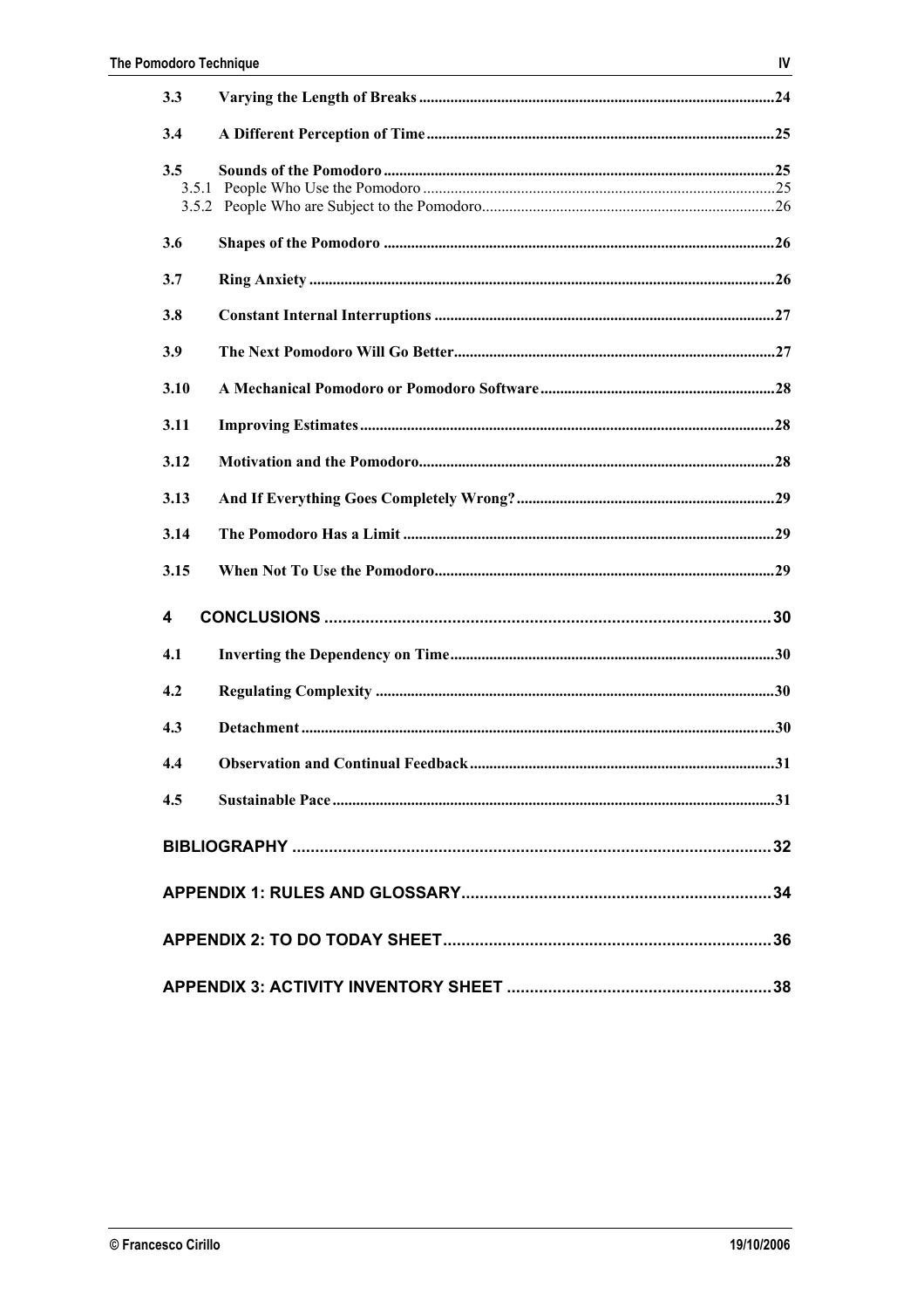3.3 Varying the Length of Breaks ....24

3.4 A Different Perception of Time ....25

3.5 Sounds of the Pomodoro ....25

3.5.1 People Who Use the Pomodoro ....25

3.5.2 People Who are Subject to the Pomodoro....26

3.6 Shapes of the Pomodoro ....26

3.7 Ring Anxiety ....26

3.8 Constant Internal Interruptions ....27

3.9 The Next Pomodoro Will Go Better....27

3.10 A Mechanical Pomodoro or Pomodoro Software....28

3.11 Improving Estimates....28

3.12 Motivation and the Pomodoro....28

3.13 And If Everything Goes Completely Wrong?....29

3.14 The Pomodoro Has a Limit ....29

3.15 When Not To Use the Pomodoro....29

4 CONCLUSIONS ....30

4.1 Inverting the Dependency on Time....30

4.2 Regulating Complexity ....30

4.3 Detachment....30

4.4 Observation and Continual Feedback....31

4.5 Sustainable Pace....31

BIBLIOGRAPHY ....32

APPENDIX 1: RULES AND GLOSSARY....34

APPENDIX 2: TO DO TODAY SHEET....36

APPENDIX 3: ACTIVITY INVENTORY SHEET ....38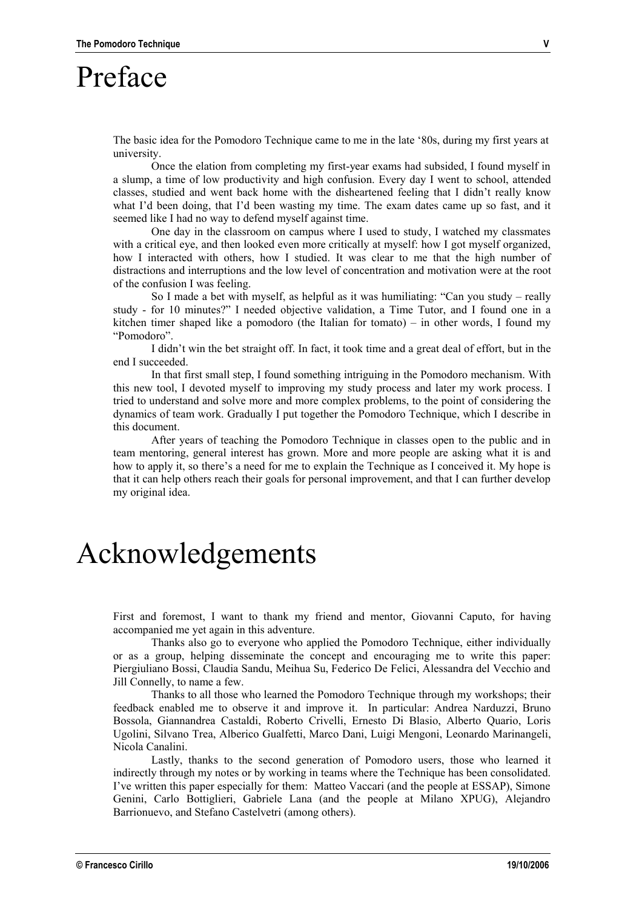# Preface

The basic idea for the Pomodoro Technique came to me in the late '80s, during my first years at university.

Once the elation from completing my first-year exams had subsided, I found myself in a slump, a time of low productivity and high confusion. Every day I went to school, attended classes, studied and went back home with the disheartened feeling that I didn't really know what I'd been doing, that I'd been wasting my time. The exam dates came up so fast, and it seemed like I had no way to defend myself against time.

One day in the classroom on campus where I used to study, I watched my classmates with a critical eye, and then looked even more critically at myself: how I got myself organized, how I interacted with others, how I studied. It was clear to me that the high number of distractions and interruptions and the low level of concentration and motivation were at the root of the confusion I was feeling.

So I made a bet with myself, as helpful as it was humiliating: "Can you study – really study - for 10 minutes?" I needed objective validation, a Time Tutor, and I found one in a kitchen timer shaped like a pomodoro (the Italian for tomato) – in other words, I found my "Pomodoro".

I didn't win the bet straight off. In fact, it took time and a great deal of effort, but in the end I succeeded.

In that first small step, I found something intriguing in the Pomodoro mechanism. With this new tool, I devoted myself to improving my study process and later my work process. I tried to understand and solve more and more complex problems, to the point of considering the dynamics of team work. Gradually I put together the Pomodoro Technique, which I describe in this document.

After years of teaching the Pomodoro Technique in classes open to the public and in team mentoring, general interest has grown. More and more people are asking what it is and how to apply it, so there's a need for me to explain the Technique as I conceived it. My hope is that it can help others reach their goals for personal improvement, and that I can further develop my original idea.

# Acknowledgements

First and foremost, I want to thank my friend and mentor, Giovanni Caputo, for having accompanied me yet again in this adventure.

Thanks also go to everyone who applied the Pomodoro Technique, either individually or as a group, helping disseminate the concept and encouraging me to write this paper: Piergiuliano Bossi, Claudia Sandu, Meihua Su, Federico De Felici, Alessandra del Vecchio and Jill Connelly, to name a few.

Thanks to all those who learned the Pomodoro Technique through my workshops; their feedback enabled me to observe it and improve it. In particular: Andrea Narduzzi, Bruno Bossola, Giannandrea Castaldi, Roberto Crivelli, Ernesto Di Blasio, Alberto Quario, Loris Ugolini, Silvano Trea, Alberico Gualfetti, Marco Dani, Luigi Mengoni, Leonardo Marinangeli, Nicola Canalini.

Lastly, thanks to the second generation of Pomodoro users, those who learned it indirectly through my notes or by working in teams where the Technique has been consolidated. I've written this paper especially for them: Matteo Vaccari (and the people at ESSAP), Simone Genini, Carlo Bottiglieri, Gabriele Lana (and the people at Milano XPUG), Alejandro Barrionuevo, and Stefano Castelvetri (among others).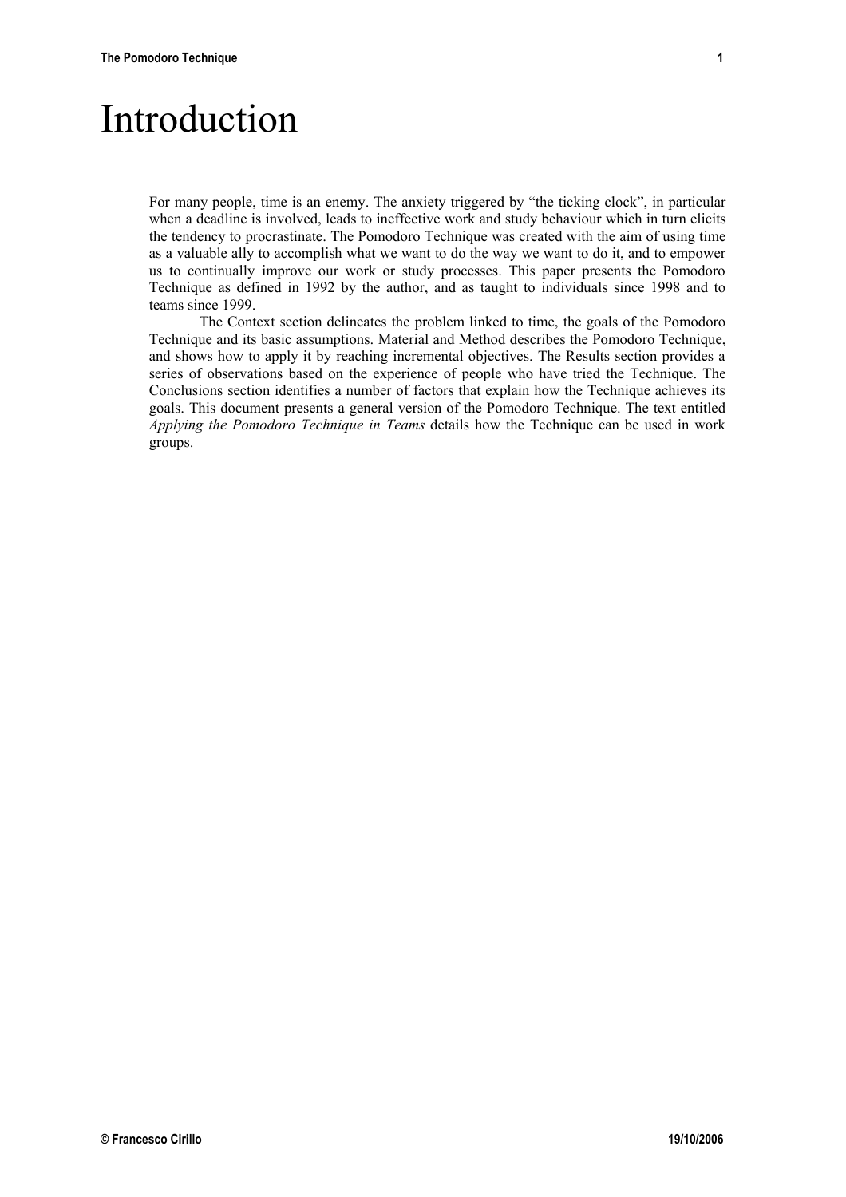# Introduction

For many people, time is an enemy. The anxiety triggered by "the ticking clock", in particular when a deadline is involved, leads to ineffective work and study behaviour which in turn elicits the tendency to procrastinate. The Pomodoro Technique was created with the aim of using time as a valuable ally to accomplish what we want to do the way we want to do it, and to empower us to continually improve our work or study processes. This paper presents the Pomodoro Technique as defined in 1992 by the author, and as taught to individuals since 1998 and to teams since 1999.

The Context section delineates the problem linked to time, the goals of the Pomodoro Technique and its basic assumptions. Material and Method describes the Pomodoro Technique, and shows how to apply it by reaching incremental objectives. The Results section provides a series of observations based on the experience of people who have tried the Technique. The Conclusions section identifies a number of factors that explain how the Technique achieves its goals. This document presents a general version of the Pomodoro Technique. The text entitled *Applying the Pomodoro Technique in Teams* details how the Technique can be used in work groups.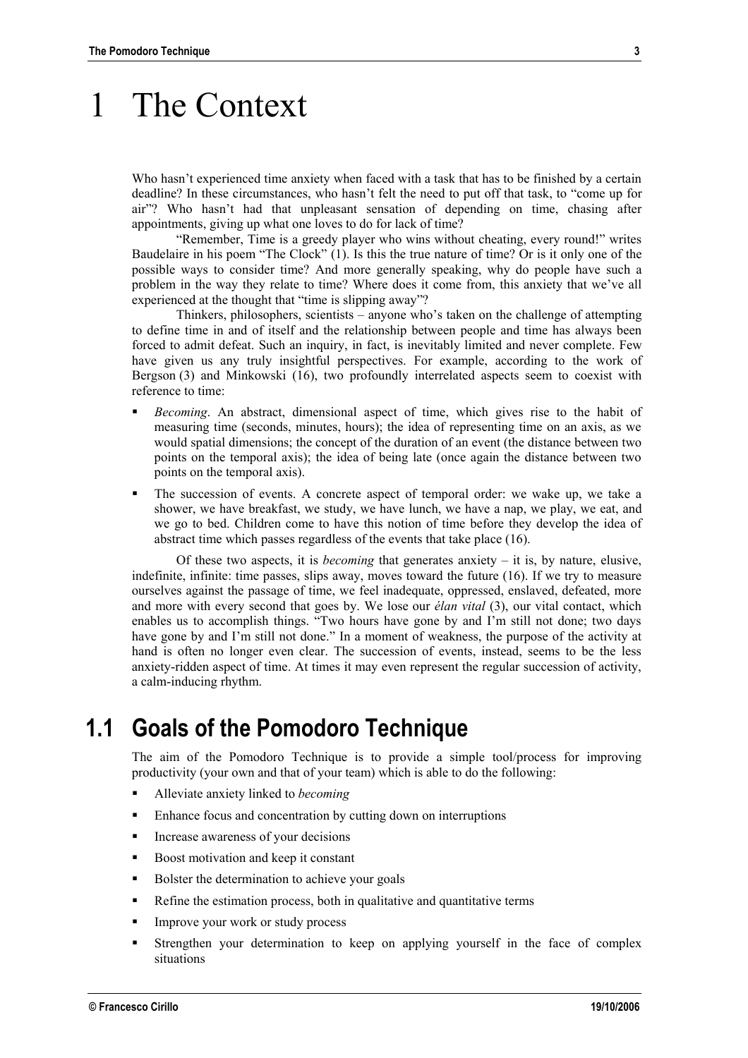# 1 The Context

Who hasn't experienced time anxiety when faced with a task that has to be finished by a certain deadline? In these circumstances, who hasn't felt the need to put off that task, to "come up for air"? Who hasn't had that unpleasant sensation of depending on time, chasing after appointments, giving up what one loves to do for lack of time?

"Remember, Time is a greedy player who wins without cheating, every round!" writes Baudelaire in his poem "The Clock" (1). Is this the true nature of time? Or is it only one of the possible ways to consider time? And more generally speaking, why do people have such a problem in the way they relate to time? Where does it come from, this anxiety that we've all experienced at the thought that "time is slipping away"?

Thinkers, philosophers, scientists – anyone who's taken on the challenge of attempting to define time in and of itself and the relationship between people and time has always been forced to admit defeat. Such an inquiry, in fact, is inevitably limited and never complete. Few have given us any truly insightful perspectives. For example, according to the work of Bergson (3) and Minkowski (16), two profoundly interrelated aspects seem to coexist with reference to time:

- *Becoming*. An abstract, dimensional aspect of time, which gives rise to the habit of measuring time (seconds, minutes, hours); the idea of representing time on an axis, as we would spatial dimensions; the concept of the duration of an event (the distance between two points on the temporal axis); the idea of being late (once again the distance between two points on the temporal axis).
- The succession of events. A concrete aspect of temporal order: we wake up, we take a shower, we have breakfast, we study, we have lunch, we have a nap, we play, we eat, and we go to bed. Children come to have this notion of time before they develop the idea of abstract time which passes regardless of the events that take place (16).

Of these two aspects, it is *becoming* that generates anxiety – it is, by nature, elusive, indefinite, infinite: time passes, slips away, moves toward the future (16). If we try to measure ourselves against the passage of time, we feel inadequate, oppressed, enslaved, defeated, more and more with every second that goes by. We lose our *élan vital* (3), our vital contact, which enables us to accomplish things. "Two hours have gone by and I'm still not done; two days have gone by and I'm still not done." In a moment of weakness, the purpose of the activity at hand is often no longer even clear. The succession of events, instead, seems to be the less anxiety-ridden aspect of time. At times it may even represent the regular succession of activity, a calm-inducing rhythm.

## 1.1 Goals of the Pomodoro Technique

The aim of the Pomodoro Technique is to provide a simple tool/process for improving productivity (your own and that of your team) which is able to do the following:

- Alleviate anxiety linked to *becoming*
- Enhance focus and concentration by cutting down on interruptions
- Increase awareness of your decisions
- Boost motivation and keep it constant
- Bolster the determination to achieve your goals
- Refine the estimation process, both in qualitative and quantitative terms
- Improve your work or study process
- Strengthen your determination to keep on applying yourself in the face of complex situations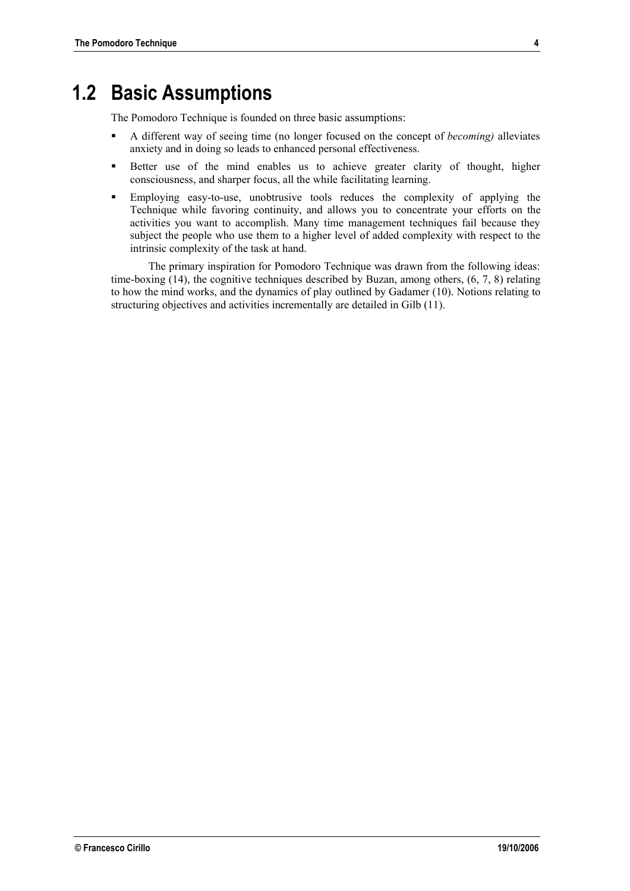## 1.2 Basic Assumptions

The Pomodoro Technique is founded on three basic assumptions:

- A different way of seeing time (no longer focused on the concept of *becoming)* alleviates anxiety and in doing so leads to enhanced personal effectiveness.
- Better use of the mind enables us to achieve greater clarity of thought, higher consciousness, and sharper focus, all the while facilitating learning.
- Employing easy-to-use, unobtrusive tools reduces the complexity of applying the Technique while favoring continuity, and allows you to concentrate your efforts on the activities you want to accomplish. Many time management techniques fail because they subject the people who use them to a higher level of added complexity with respect to the intrinsic complexity of the task at hand.

The primary inspiration for Pomodoro Technique was drawn from the following ideas: time-boxing (14), the cognitive techniques described by Buzan, among others, (6, 7, 8) relating to how the mind works, and the dynamics of play outlined by Gadamer (10). Notions relating to structuring objectives and activities incrementally are detailed in Gilb (11).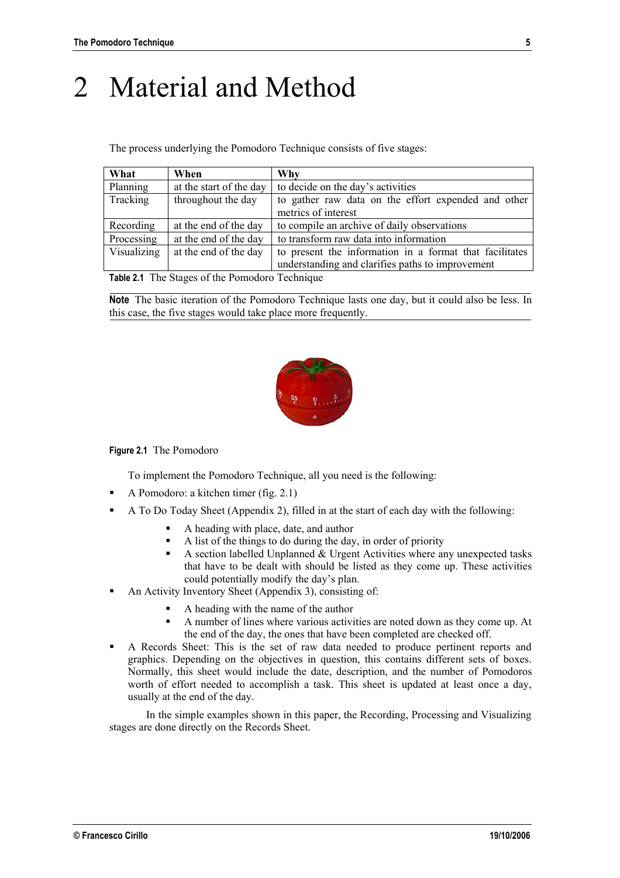# 2 Material and Method

The process underlying the Pomodoro Technique consists of five stages:

| What | When | Why |
|---|---|---|
| Planning | at the start of the day | to decide on the day's activities |
| Tracking | throughout the day | to gather raw data on the effort expended and other metrics of interest |
| Recording | at the end of the day | to compile an archive of daily observations |
| Processing | at the end of the day | to transform raw data into information |
| Visualizing | at the end of the day | to present the information in a format that facilitates understanding and clarifies paths to improvement |

**Table 2.1** The Stages of the Pomodoro Technique

**Note** The basic iteration of the Pomodoro Technique lasts one day, but it could also be less. In this case, the five stages would take place more frequently.

**Figure 2.1** The Pomodoro

To implement the Pomodoro Technique, all you need is the following:

- A Pomodoro: a kitchen timer (fig. 2.1)
- A To Do Today Sheet (Appendix 2), filled in at the start of each day with the following:
  - A heading with place, date, and author
  - A list of the things to do during the day, in order of priority
  - A section labelled Unplanned & Urgent Activities where any unexpected tasks that have to be dealt with should be listed as they come up. These activities could potentially modify the day's plan.
- An Activity Inventory Sheet (Appendix 3), consisting of:
  - A heading with the name of the author
  - A number of lines where various activities are noted down as they come up. At the end of the day, the ones that have been completed are checked off.
- A Records Sheet: This is the set of raw data needed to produce pertinent reports and graphics. Depending on the objectives in question, this contains different sets of boxes. Normally, this sheet would include the date, description, and the number of Pomodoros worth of effort needed to accomplish a task. This sheet is updated at least once a day, usually at the end of the day.

In the simple examples shown in this paper, the Recording, Processing and Visualizing stages are done directly on the Records Sheet.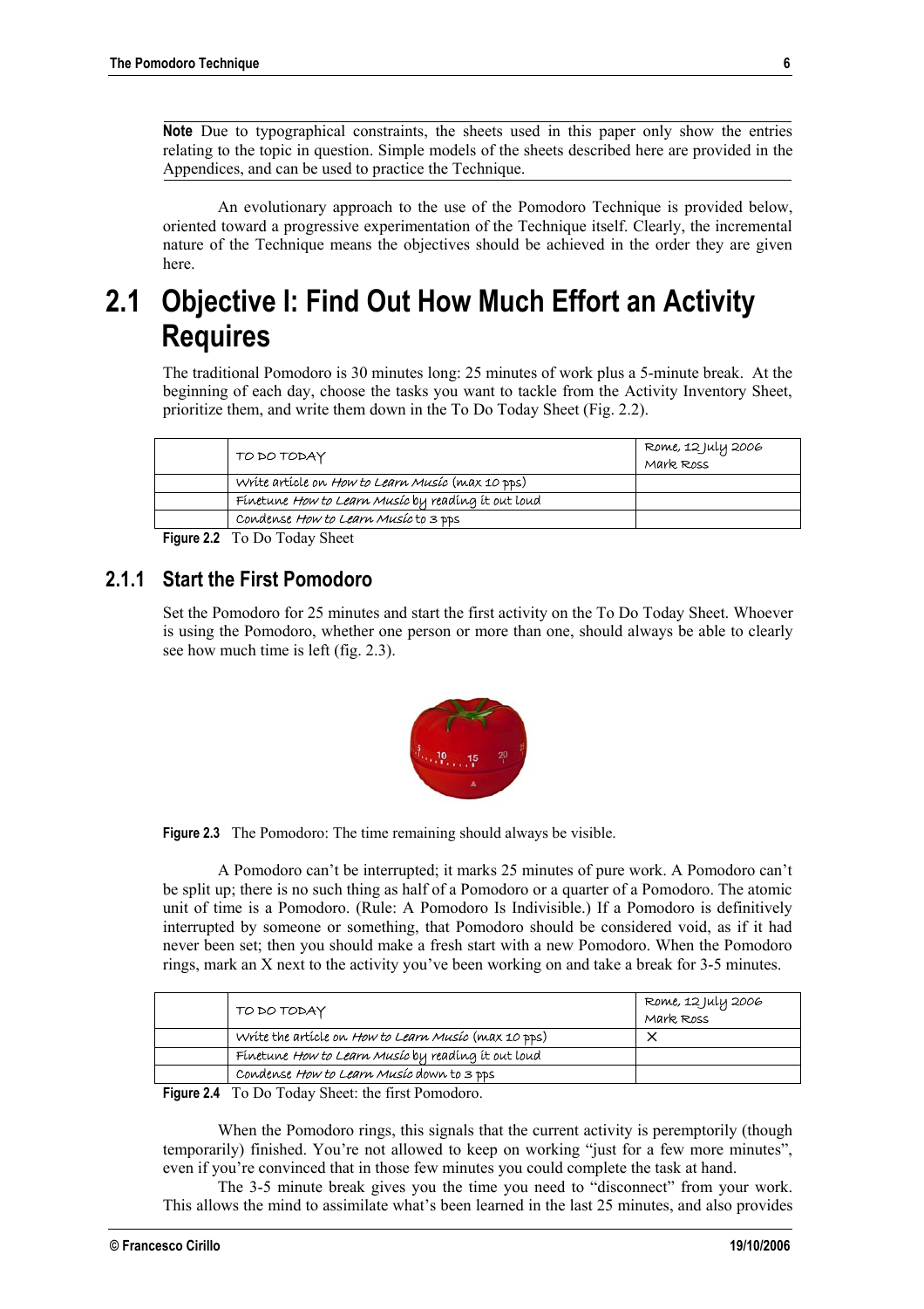**Note** Due to typographical constraints, the sheets used in this paper only show the entries relating to the topic in question. Simple models of the sheets described here are provided in the Appendices, and can be used to practice the Technique.

An evolutionary approach to the use of the Pomodoro Technique is provided below, oriented toward a progressive experimentation of the Technique itself. Clearly, the incremental nature of the Technique means the objectives should be achieved in the order they are given here.

# 2.1 Objective I: Find Out How Much Effort an Activity Requires

The traditional Pomodoro is 30 minutes long: 25 minutes of work plus a 5-minute break. At the beginning of each day, choose the tasks you want to tackle from the Activity Inventory Sheet, prioritize them, and write them down in the To Do Today Sheet (Fig. 2.2).

| | TO DO TODAY | Rome, 12 July 2006<br>Mark Ross |
|---|---|---|
| | Write article on *How to Learn Music* (max 10 pps) | |
| | Finetune *How to Learn Music* by reading it out loud | |
| | Condense *How to Learn Music* to 3 pps | |

**Figure 2.2** To Do Today Sheet

## 2.1.1 Start the First Pomodoro

Set the Pomodoro for 25 minutes and start the first activity on the To Do Today Sheet. Whoever is using the Pomodoro, whether one person or more than one, should always be able to clearly see how much time is left (fig. 2.3).

**Figure 2.3** The Pomodoro: The time remaining should always be visible.

A Pomodoro can't be interrupted; it marks 25 minutes of pure work. A Pomodoro can't be split up; there is no such thing as half of a Pomodoro or a quarter of a Pomodoro. The atomic unit of time is a Pomodoro. (Rule: A Pomodoro Is Indivisible.) If a Pomodoro is definitively interrupted by someone or something, that Pomodoro should be considered void, as if it had never been set; then you should make a fresh start with a new Pomodoro. When the Pomodoro rings, mark an X next to the activity you've been working on and take a break for 3-5 minutes.

| | TO DO TODAY | Rome, 12 July 2006<br>Mark Ross |
|---|---|---|
| | Write the article on *How to Learn Music* (max 10 pps) | X |
| | Finetune *How to Learn Music* by reading it out loud | |
| | Condense *How to Learn Music* down to 3 pps | |

**Figure 2.4** To Do Today Sheet: the first Pomodoro.

When the Pomodoro rings, this signals that the current activity is peremptorily (though temporarily) finished. You're not allowed to keep on working "just for a few more minutes", even if you're convinced that in those few minutes you could complete the task at hand.

The 3-5 minute break gives you the time you need to "disconnect" from your work. This allows the mind to assimilate what's been learned in the last 25 minutes, and also provides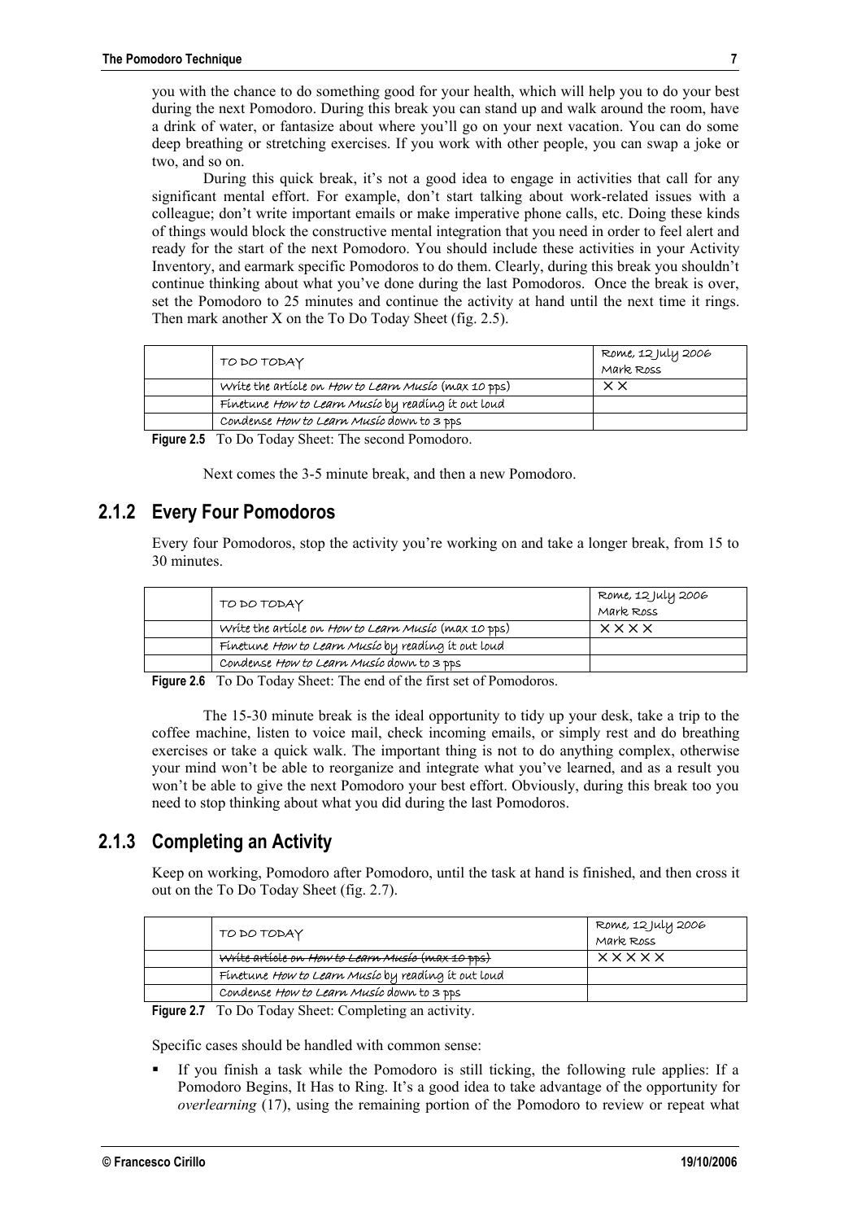you with the chance to do something good for your health, which will help you to do your best during the next Pomodoro. During this break you can stand up and walk around the room, have a drink of water, or fantasize about where you'll go on your next vacation. You can do some deep breathing or stretching exercises. If you work with other people, you can swap a joke or two, and so on.

During this quick break, it's not a good idea to engage in activities that call for any significant mental effort. For example, don't start talking about work-related issues with a colleague; don't write important emails or make imperative phone calls, etc. Doing these kinds of things would block the constructive mental integration that you need in order to feel alert and ready for the start of the next Pomodoro. You should include these activities in your Activity Inventory, and earmark specific Pomodoros to do them. Clearly, during this break you shouldn't continue thinking about what you've done during the last Pomodoros. Once the break is over, set the Pomodoro to 25 minutes and continue the activity at hand until the next time it rings. Then mark another X on the To Do Today Sheet (fig. 2.5).

| | TO DO TODAY | Rome, 12 July 2006<br>Mark Ross |
|---|---|---|
| | Write the article on *How to Learn Music* (max 10 pps) | X X |
| | Finetune *How to Learn Music* by reading it out loud | |
| | Condense *How to Learn Music* down to 3 pps | |

**Figure 2.5** To Do Today Sheet: The second Pomodoro.

Next comes the 3-5 minute break, and then a new Pomodoro.

## 2.1.2 Every Four Pomodoros

Every four Pomodoros, stop the activity you're working on and take a longer break, from 15 to 30 minutes.

| | TO DO TODAY | Rome, 12 July 2006<br>Mark Ross |
|---|---|---|
| | Write the article on *How to Learn Music* (max 10 pps) | X X X X |
| | Finetune *How to Learn Music* by reading it out loud | |
| | Condense *How to Learn Music* down to 3 pps | |

**Figure 2.6** To Do Today Sheet: The end of the first set of Pomodoros.

The 15-30 minute break is the ideal opportunity to tidy up your desk, take a trip to the coffee machine, listen to voice mail, check incoming emails, or simply rest and do breathing exercises or take a quick walk. The important thing is not to do anything complex, otherwise your mind won't be able to reorganize and integrate what you've learned, and as a result you won't be able to give the next Pomodoro your best effort. Obviously, during this break too you need to stop thinking about what you did during the last Pomodoros.

## 2.1.3 Completing an Activity

Keep on working, Pomodoro after Pomodoro, until the task at hand is finished, and then cross it out on the To Do Today Sheet (fig. 2.7).

| | TO DO TODAY | Rome, 12 July 2006<br>Mark Ross |
|---|---|---|
| | ~~Write article on *How to Learn Music* (max 10 pps)~~ | X X X X X |
| | Finetune *How to Learn Music* by reading it out loud | |
| | Condense *How to Learn Music* down to 3 pps | |

**Figure 2.7** To Do Today Sheet: Completing an activity.

Specific cases should be handled with common sense:

- If you finish a task while the Pomodoro is still ticking, the following rule applies: If a Pomodoro Begins, It Has to Ring. It's a good idea to take advantage of the opportunity for *overlearning* (17), using the remaining portion of the Pomodoro to review or repeat what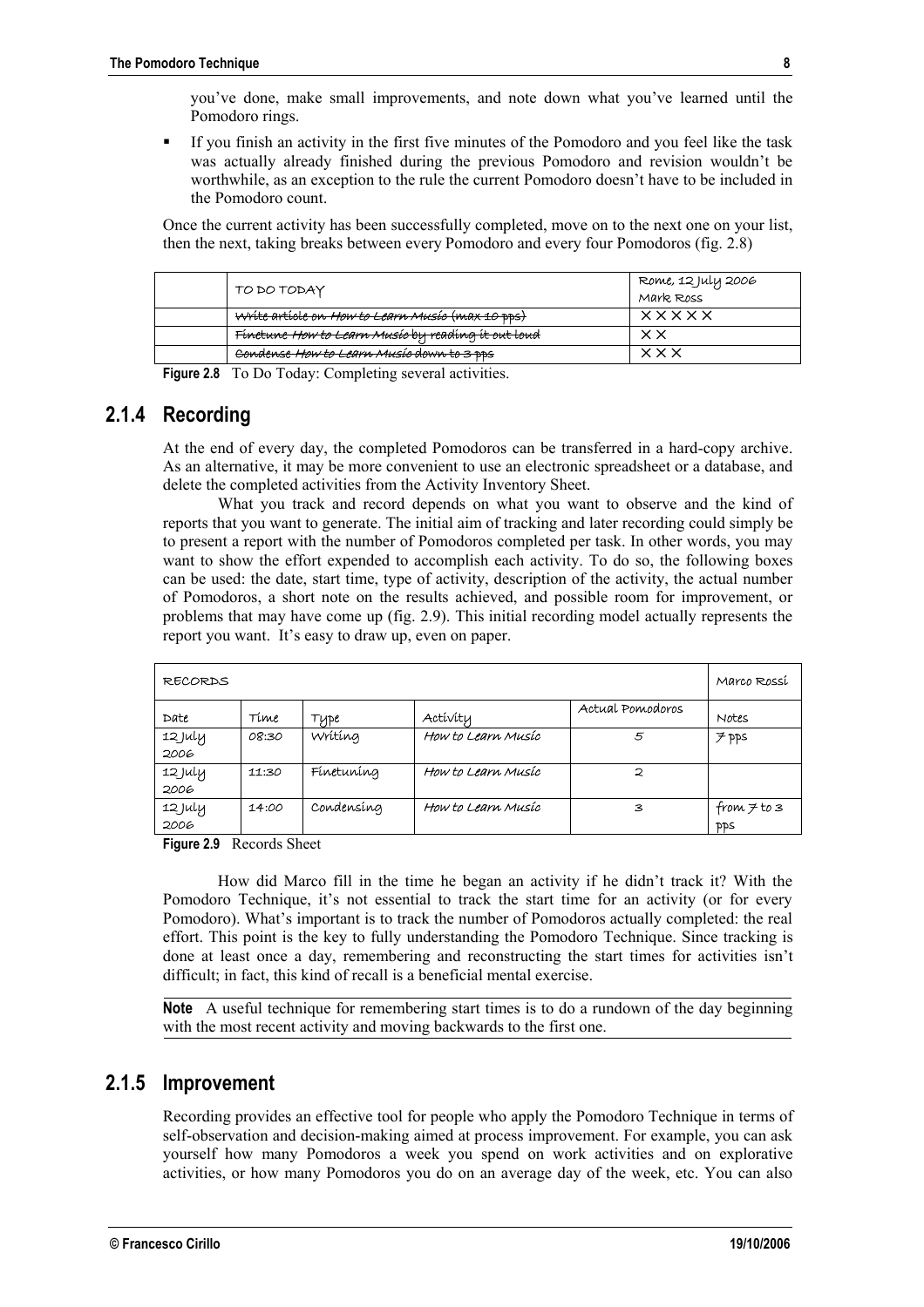you've done, make small improvements, and note down what you've learned until the Pomodoro rings.

- If you finish an activity in the first five minutes of the Pomodoro and you feel like the task was actually already finished during the previous Pomodoro and revision wouldn't be worthwhile, as an exception to the rule the current Pomodoro doesn't have to be included in the Pomodoro count.

Once the current activity has been successfully completed, move on to the next one on your list, then the next, taking breaks between every Pomodoro and every four Pomodoros (fig. 2.8)

| | TO DO TODAY | Rome, 12 July 2006<br>Mark Ross |
|---|---|---|
| | ~~Write article on *How to Learn Music* (max 10 pps)~~ | X X X X X |
| | ~~Finetune *How to Learn Music* by reading it out loud~~ | X X |
| | ~~Condense *How to Learn Music* down to 3 pps~~ | X X X |

**Figure 2.8** To Do Today: Completing several activities.

## 2.1.4 Recording

At the end of every day, the completed Pomodoros can be transferred in a hard-copy archive. As an alternative, it may be more convenient to use an electronic spreadsheet or a database, and delete the completed activities from the Activity Inventory Sheet.

What you track and record depends on what you want to observe and the kind of reports that you want to generate. The initial aim of tracking and later recording could simply be to present a report with the number of Pomodoros completed per task. In other words, you may want to show the effort expended to accomplish each activity. To do so, the following boxes can be used: the date, start time, type of activity, description of the activity, the actual number of Pomodoros, a short note on the results achieved, and possible room for improvement, or problems that may have come up (fig. 2.9). This initial recording model actually represents the report you want. It's easy to draw up, even on paper.

| RECORDS | | | | | Marco Rossi |
|---|---|---|---|---|---|
| Date | Time | Type | Activity | Actual Pomodoros | Notes |
| 12 July 2006 | 08:30 | Writing | *How to Learn Music* | 5 | 7 pps |
| 12 July 2006 | 11:30 | Finetuning | *How to Learn Music* | 2 | |
| 12 July 2006 | 14:00 | Condensing | *How to Learn Music* | 3 | from 7 to 3 pps |

**Figure 2.9** Records Sheet

How did Marco fill in the time he began an activity if he didn't track it? With the Pomodoro Technique, it's not essential to track the start time for an activity (or for every Pomodoro). What's important is to track the number of Pomodoros actually completed: the real effort. This point is the key to fully understanding the Pomodoro Technique. Since tracking is done at least once a day, remembering and reconstructing the start times for activities isn't difficult; in fact, this kind of recall is a beneficial mental exercise.

**Note** A useful technique for remembering start times is to do a rundown of the day beginning with the most recent activity and moving backwards to the first one.

## 2.1.5 Improvement

Recording provides an effective tool for people who apply the Pomodoro Technique in terms of self-observation and decision-making aimed at process improvement. For example, you can ask yourself how many Pomodoros a week you spend on work activities and on explorative activities, or how many Pomodoros you do on an average day of the week, etc. You can also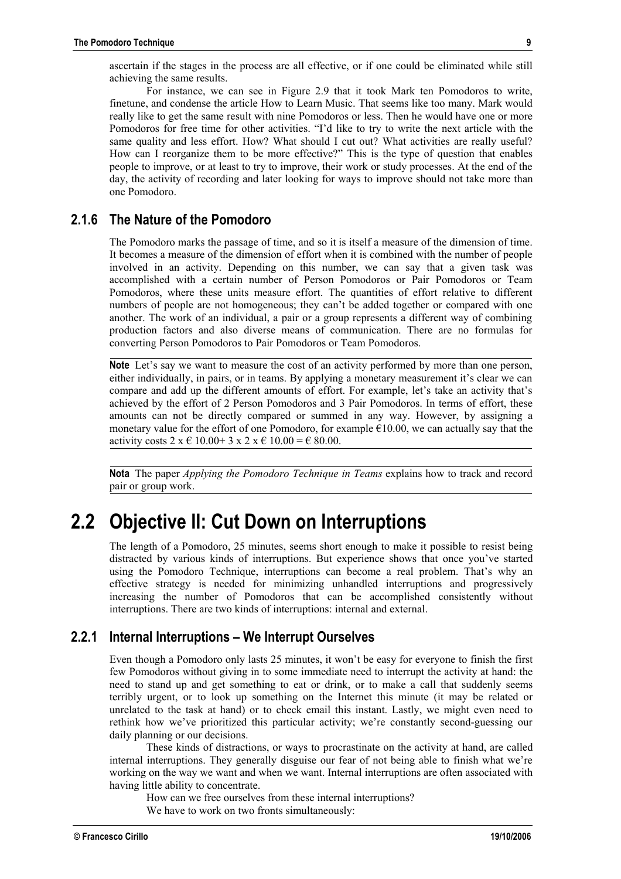ascertain if the stages in the process are all effective, or if one could be eliminated while still achieving the same results.

For instance, we can see in Figure 2.9 that it took Mark ten Pomodoros to write, finetune, and condense the article How to Learn Music. That seems like too many. Mark would really like to get the same result with nine Pomodoros or less. Then he would have one or more Pomodoros for free time for other activities. "I'd like to try to write the next article with the same quality and less effort. How? What should I cut out? What activities are really useful? How can I reorganize them to be more effective?" This is the type of question that enables people to improve, or at least to try to improve, their work or study processes. At the end of the day, the activity of recording and later looking for ways to improve should not take more than one Pomodoro.

### 2.1.6 The Nature of the Pomodoro

The Pomodoro marks the passage of time, and so it is itself a measure of the dimension of time. It becomes a measure of the dimension of effort when it is combined with the number of people involved in an activity. Depending on this number, we can say that a given task was accomplished with a certain number of Person Pomodoros or Pair Pomodoros or Team Pomodoros, where these units measure effort. The quantities of effort relative to different numbers of people are not homogeneous; they can't be added together or compared with one another. The work of an individual, a pair or a group represents a different way of combining production factors and also diverse means of communication. There are no formulas for converting Person Pomodoros to Pair Pomodoros or Team Pomodoros.

**Note** Let's say we want to measure the cost of an activity performed by more than one person, either individually, in pairs, or in teams. By applying a monetary measurement it's clear we can compare and add up the different amounts of effort. For example, let's take an activity that's achieved by the effort of 2 Person Pomodoros and 3 Pair Pomodoros. In terms of effort, these amounts can not be directly compared or summed in any way. However, by assigning a monetary value for the effort of one Pomodoro, for example €10.00, we can actually say that the activity costs 2 x € 10.00+ 3 x 2 x € 10.00 = € 80.00.

**Nota** The paper *Applying the Pomodoro Technique in Teams* explains how to track and record pair or group work.

## 2.2 Objective II: Cut Down on Interruptions

The length of a Pomodoro, 25 minutes, seems short enough to make it possible to resist being distracted by various kinds of interruptions. But experience shows that once you've started using the Pomodoro Technique, interruptions can become a real problem. That's why an effective strategy is needed for minimizing unhandled interruptions and progressively increasing the number of Pomodoros that can be accomplished consistently without interruptions. There are two kinds of interruptions: internal and external.

### 2.2.1 Internal Interruptions – We Interrupt Ourselves

Even though a Pomodoro only lasts 25 minutes, it won't be easy for everyone to finish the first few Pomodoros without giving in to some immediate need to interrupt the activity at hand: the need to stand up and get something to eat or drink, or to make a call that suddenly seems terribly urgent, or to look up something on the Internet this minute (it may be related or unrelated to the task at hand) or to check email this instant. Lastly, we might even need to rethink how we've prioritized this particular activity; we're constantly second-guessing our daily planning or our decisions.

These kinds of distractions, or ways to procrastinate on the activity at hand, are called internal interruptions. They generally disguise our fear of not being able to finish what we're working on the way we want and when we want. Internal interruptions are often associated with having little ability to concentrate.

How can we free ourselves from these internal interruptions?

We have to work on two fronts simultaneously: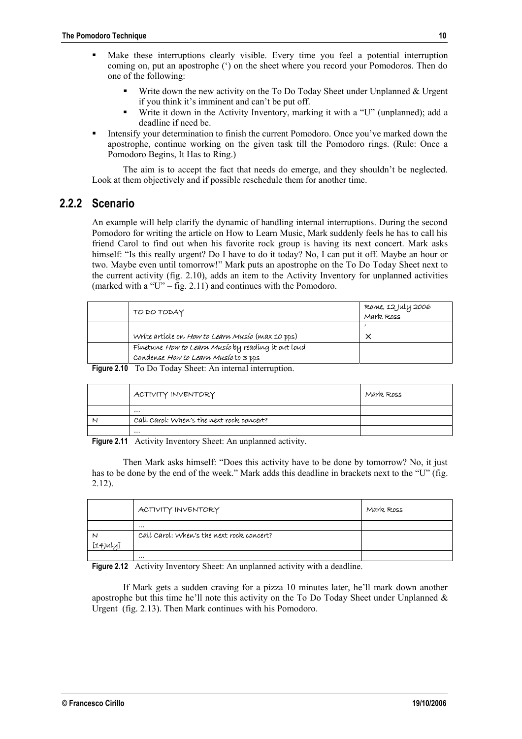- Make these interruptions clearly visible. Every time you feel a potential interruption coming on, put an apostrophe (') on the sheet where you record your Pomodoros. Then do one of the following:
  - Write down the new activity on the To Do Today Sheet under Unplanned & Urgent if you think it's imminent and can't be put off.
  - Write it down in the Activity Inventory, marking it with a "U" (unplanned); add a deadline if need be.
- Intensify your determination to finish the current Pomodoro. Once you've marked down the apostrophe, continue working on the given task till the Pomodoro rings. (Rule: Once a Pomodoro Begins, It Has to Ring.)

The aim is to accept the fact that needs do emerge, and they shouldn't be neglected. Look at them objectively and if possible reschedule them for another time.

### 2.2.2 Scenario

An example will help clarify the dynamic of handling internal interruptions. During the second Pomodoro for writing the article on How to Learn Music, Mark suddenly feels he has to call his friend Carol to find out when his favorite rock group is having its next concert. Mark asks himself: "Is this really urgent? Do I have to do it today? No, I can put it off. Maybe an hour or two. Maybe even until tomorrow!" Mark puts an apostrophe on the To Do Today Sheet next to the current activity (fig. 2.10), adds an item to the Activity Inventory for unplanned activities (marked with a "U" – fig. 2.11) and continues with the Pomodoro.

| | TO DO TODAY | Rome, 12 July 2006<br>Mark Ross |
|---|---|---|
| | Write article on *How to Learn Music* (max 10 pps) | '<br>X |
| | Finetune *How to Learn Music* by reading it out loud | |
| | Condense *How to Learn Music* to 3 pps | |

**Figure 2.10** To Do Today Sheet: An internal interruption.

| | ACTIVITY INVENTORY | Mark Ross |
|---|---|---|
| | ... | |
| U | Call Carol: When's the next rock concert? | |
| | ... | |

**Figure 2.11** Activity Inventory Sheet: An unplanned activity.

Then Mark asks himself: "Does this activity have to be done by tomorrow? No, it just has to be done by the end of the week." Mark adds this deadline in brackets next to the "U" (fig. 2.12).

| | ACTIVITY INVENTORY | Mark Ross |
|---|---|---|
| | ... | |
| U<br>[14July] | Call Carol: When's the next rock concert? | |
| | ... | |

**Figure 2.12** Activity Inventory Sheet: An unplanned activity with a deadline.

If Mark gets a sudden craving for a pizza 10 minutes later, he'll mark down another apostrophe but this time he'll note this activity on the To Do Today Sheet under Unplanned & Urgent (fig. 2.13). Then Mark continues with his Pomodoro.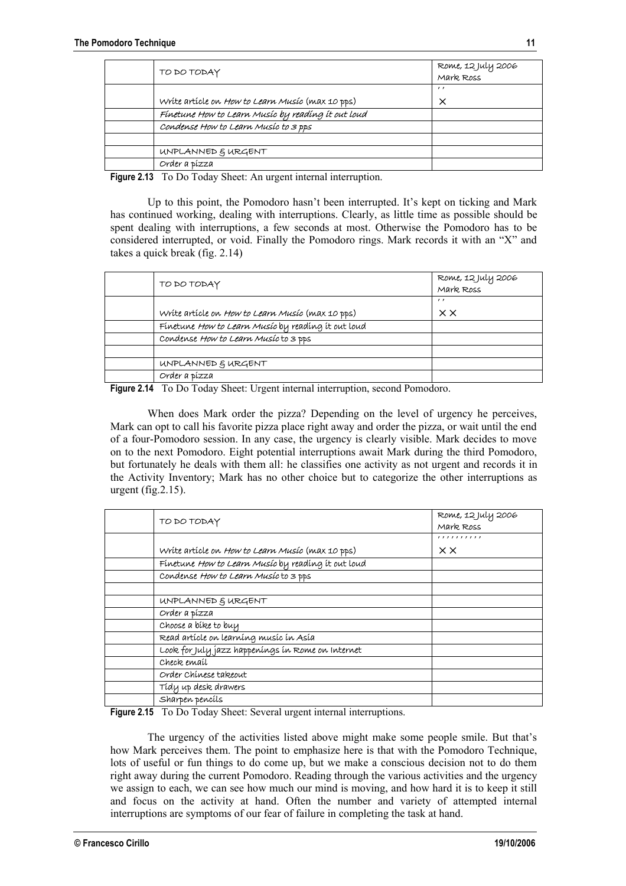| | TO DO TODAY | Rome, 12 July 2006<br>Mark Ross |
|---|---|---|
| | Write article on *How to Learn Music* (max 10 pps) | ' '<br>X |
| | *Finetune How to Learn Music by reading it out loud* | |
| | *Condense How to Learn Music to 3 pps* | |
| | | |
| | UNPLANNED & URGENT | |
| | Order a pizza | |

**Figure 2.13** To Do Today Sheet: An urgent internal interruption.

Up to this point, the Pomodoro hasn't been interrupted. It's kept on ticking and Mark has continued working, dealing with interruptions. Clearly, as little time as possible should be spent dealing with interruptions, a few seconds at most. Otherwise the Pomodoro has to be considered interrupted, or void. Finally the Pomodoro rings. Mark records it with an "X" and takes a quick break (fig. 2.14)

| | TO DO TODAY | Rome, 12 July 2006<br>Mark Ross |
|---|---|---|
| | Write article on *How to Learn Music* (max 10 pps) | ' '<br>X X |
| | Finetune *How to Learn Music* by reading it out loud | |
| | Condense *How to Learn Music* to 3 pps | |
| | | |
| | UNPLANNED & URGENT | |
| | Order a pizza | |

**Figure 2.14** To Do Today Sheet: Urgent internal interruption, second Pomodoro.

When does Mark order the pizza? Depending on the level of urgency he perceives, Mark can opt to call his favorite pizza place right away and order the pizza, or wait until the end of a four-Pomodoro session. In any case, the urgency is clearly visible. Mark decides to move on to the next Pomodoro. Eight potential interruptions await Mark during the third Pomodoro, but fortunately he deals with them all: he classifies one activity as not urgent and records it in the Activity Inventory; Mark has no other choice but to categorize the other interruptions as urgent (fig.2.15).

| | TO DO TODAY | Rome, 12 July 2006<br>Mark Ross |
|---|---|---|
| | Write article on *How to Learn Music* (max 10 pps) | ' ' ' ' ' ' ' ' ' '<br>X X |
| | Finetune *How to Learn Music* by reading it out loud | |
| | Condense *How to Learn Music* to 3 pps | |
| | | |
| | UNPLANNED & URGENT | |
| | Order a pizza | |
| | Choose a bike to buy | |
| | Read article on learning music in Asia | |
| | Look for July jazz happenings in Rome on Internet | |
| | Check email | |
| | Order Chinese takeout | |
| | Tidy up desk drawers | |
| | Sharpen pencils | |

**Figure 2.15** To Do Today Sheet: Several urgent internal interruptions.

The urgency of the activities listed above might make some people smile. But that's how Mark perceives them. The point to emphasize here is that with the Pomodoro Technique, lots of useful or fun things to do come up, but we make a conscious decision not to do them right away during the current Pomodoro. Reading through the various activities and the urgency we assign to each, we can see how much our mind is moving, and how hard it is to keep it still and focus on the activity at hand. Often the number and variety of attempted internal interruptions are symptoms of our fear of failure in completing the task at hand.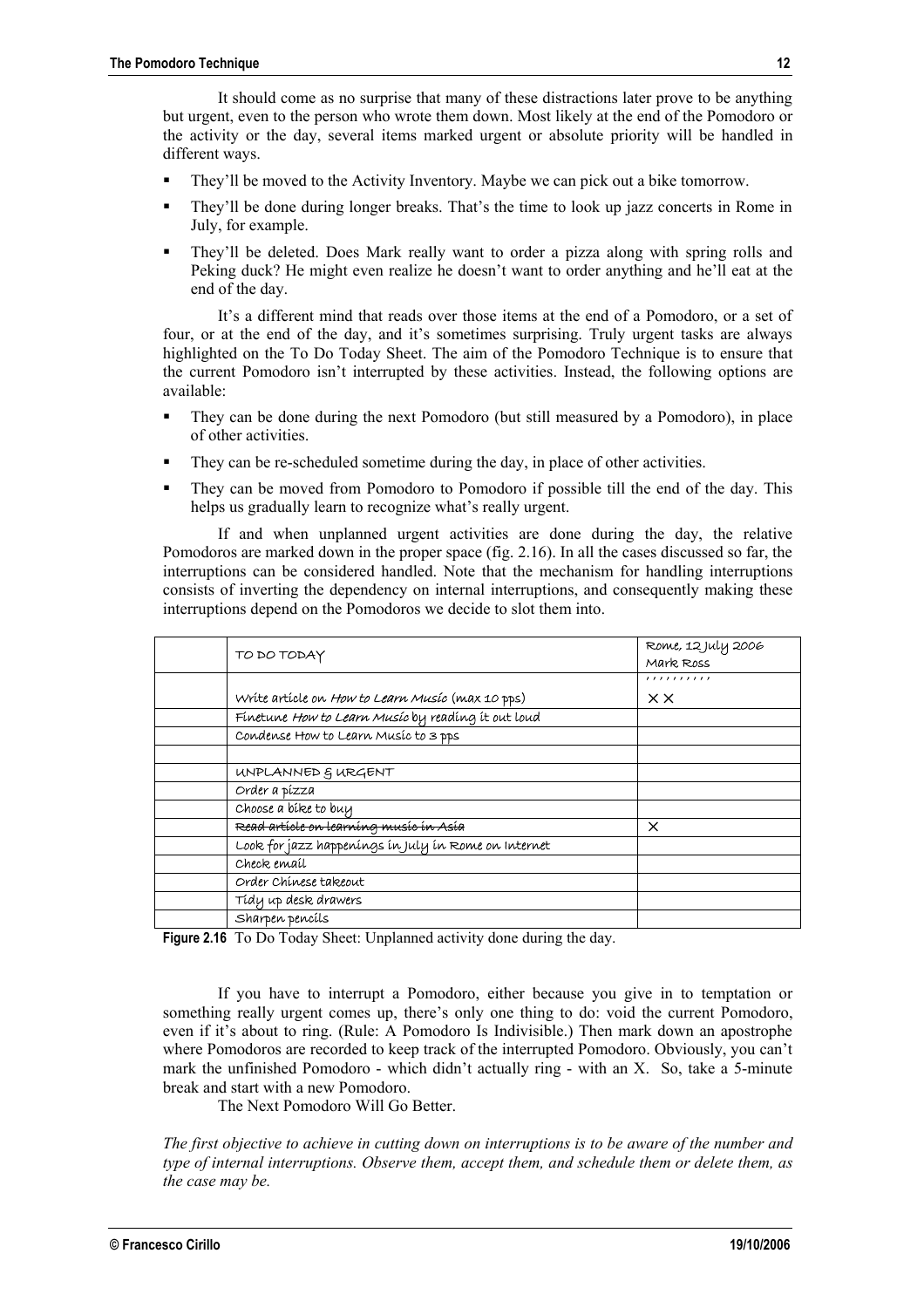It should come as no surprise that many of these distractions later prove to be anything but urgent, even to the person who wrote them down. Most likely at the end of the Pomodoro or the activity or the day, several items marked urgent or absolute priority will be handled in different ways.

- They'll be moved to the Activity Inventory. Maybe we can pick out a bike tomorrow.
- They'll be done during longer breaks. That's the time to look up jazz concerts in Rome in July, for example.
- They'll be deleted. Does Mark really want to order a pizza along with spring rolls and Peking duck? He might even realize he doesn't want to order anything and he'll eat at the end of the day.

It's a different mind that reads over those items at the end of a Pomodoro, or a set of four, or at the end of the day, and it's sometimes surprising. Truly urgent tasks are always highlighted on the To Do Today Sheet. The aim of the Pomodoro Technique is to ensure that the current Pomodoro isn't interrupted by these activities. Instead, the following options are available:

- They can be done during the next Pomodoro (but still measured by a Pomodoro), in place of other activities.
- They can be re-scheduled sometime during the day, in place of other activities.
- They can be moved from Pomodoro to Pomodoro if possible till the end of the day. This helps us gradually learn to recognize what's really urgent.

If and when unplanned urgent activities are done during the day, the relative Pomodoros are marked down in the proper space (fig. 2.16). In all the cases discussed so far, the interruptions can be considered handled. Note that the mechanism for handling interruptions consists of inverting the dependency on internal interruptions, and consequently making these interruptions depend on the Pomodoros we decide to slot them into.

| | TO DO TODAY | Rome, 12 July 2006<br>Mark Ross |
|---|---|---|
| | Write article on *How to Learn Music* (max 10 pps) | ' ' ' ' ' ' ' ' ' '<br>X X |
| | Finetune *How to Learn Music* by reading it out loud | |
| | Condense How to Learn Music to 3 pps | |
| | | |
| | UNPLANNED & URGENT | |
| | Order a pizza | |
| | Choose a bike to buy | |
| | ~~Read article on learning music in Asia~~ | X |
| | Look for jazz happenings in July in Rome on Internet | |
| | Check email | |
| | Order Chinese takeout | |
| | Tidy up desk drawers | |
| | Sharpen pencils | |

**Figure 2.16** To Do Today Sheet: Unplanned activity done during the day.

If you have to interrupt a Pomodoro, either because you give in to temptation or something really urgent comes up, there's only one thing to do: void the current Pomodoro, even if it's about to ring. (Rule: A Pomodoro Is Indivisible.) Then mark down an apostrophe where Pomodoros are recorded to keep track of the interrupted Pomodoro. Obviously, you can't mark the unfinished Pomodoro - which didn't actually ring - with an X. So, take a 5-minute break and start with a new Pomodoro.

The Next Pomodoro Will Go Better.

*The first objective to achieve in cutting down on interruptions is to be aware of the number and type of internal interruptions. Observe them, accept them, and schedule them or delete them, as the case may be.*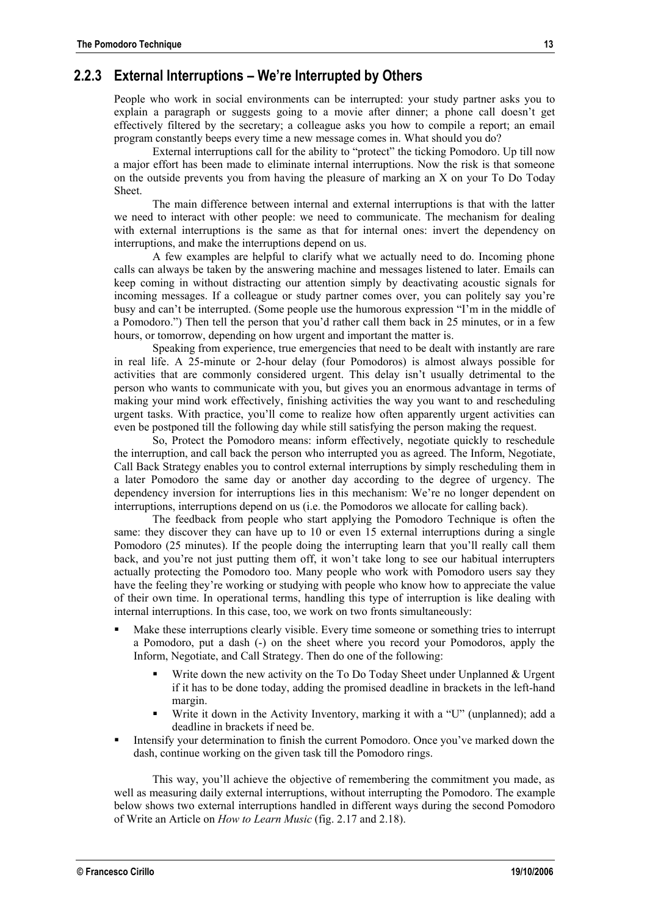### 2.2.3 External Interruptions – We're Interrupted by Others

People who work in social environments can be interrupted: your study partner asks you to explain a paragraph or suggests going to a movie after dinner; a phone call doesn't get effectively filtered by the secretary; a colleague asks you how to compile a report; an email program constantly beeps every time a new message comes in. What should you do?

External interruptions call for the ability to "protect" the ticking Pomodoro. Up till now a major effort has been made to eliminate internal interruptions. Now the risk is that someone on the outside prevents you from having the pleasure of marking an X on your To Do Today Sheet.

The main difference between internal and external interruptions is that with the latter we need to interact with other people: we need to communicate. The mechanism for dealing with external interruptions is the same as that for internal ones: invert the dependency on interruptions, and make the interruptions depend on us.

A few examples are helpful to clarify what we actually need to do. Incoming phone calls can always be taken by the answering machine and messages listened to later. Emails can keep coming in without distracting our attention simply by deactivating acoustic signals for incoming messages. If a colleague or study partner comes over, you can politely say you're busy and can't be interrupted. (Some people use the humorous expression "I'm in the middle of a Pomodoro.") Then tell the person that you'd rather call them back in 25 minutes, or in a few hours, or tomorrow, depending on how urgent and important the matter is.

Speaking from experience, true emergencies that need to be dealt with instantly are rare in real life. A 25-minute or 2-hour delay (four Pomodoros) is almost always possible for activities that are commonly considered urgent. This delay isn't usually detrimental to the person who wants to communicate with you, but gives you an enormous advantage in terms of making your mind work effectively, finishing activities the way you want to and rescheduling urgent tasks. With practice, you'll come to realize how often apparently urgent activities can even be postponed till the following day while still satisfying the person making the request.

So, Protect the Pomodoro means: inform effectively, negotiate quickly to reschedule the interruption, and call back the person who interrupted you as agreed. The Inform, Negotiate, Call Back Strategy enables you to control external interruptions by simply rescheduling them in a later Pomodoro the same day or another day according to the degree of urgency. The dependency inversion for interruptions lies in this mechanism: We're no longer dependent on interruptions, interruptions depend on us (i.e. the Pomodoros we allocate for calling back).

The feedback from people who start applying the Pomodoro Technique is often the same: they discover they can have up to 10 or even 15 external interruptions during a single Pomodoro (25 minutes). If the people doing the interrupting learn that you'll really call them back, and you're not just putting them off, it won't take long to see our habitual interrupters actually protecting the Pomodoro too. Many people who work with Pomodoro users say they have the feeling they're working or studying with people who know how to appreciate the value of their own time. In operational terms, handling this type of interruption is like dealing with internal interruptions. In this case, too, we work on two fronts simultaneously:

- Make these interruptions clearly visible. Every time someone or something tries to interrupt a Pomodoro, put a dash (-) on the sheet where you record your Pomodoros, apply the Inform, Negotiate, and Call Strategy. Then do one of the following:
  - Write down the new activity on the To Do Today Sheet under Unplanned & Urgent if it has to be done today, adding the promised deadline in brackets in the left-hand margin.
  - Write it down in the Activity Inventory, marking it with a "U" (unplanned); add a deadline in brackets if need be.
- Intensify your determination to finish the current Pomodoro. Once you've marked down the dash, continue working on the given task till the Pomodoro rings.

This way, you'll achieve the objective of remembering the commitment you made, as well as measuring daily external interruptions, without interrupting the Pomodoro. The example below shows two external interruptions handled in different ways during the second Pomodoro of Write an Article on *How to Learn Music* (fig. 2.17 and 2.18).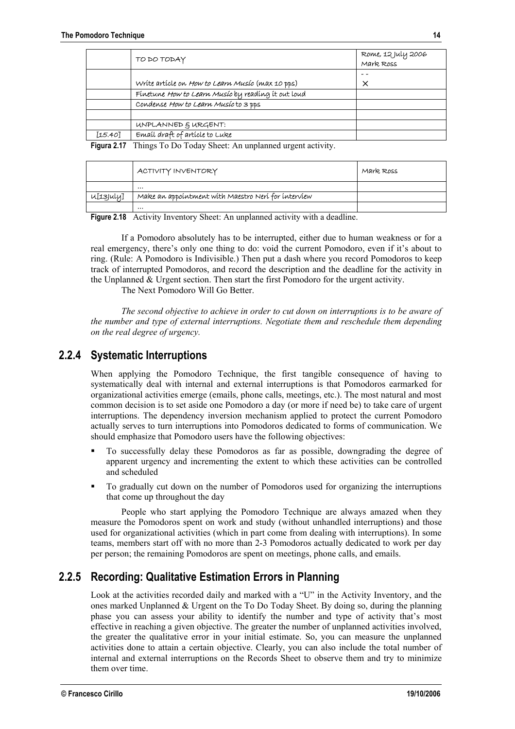| | TO DO TODAY | Rome, 12 July 2006 Mark Ross |
|---|---|---|
| | Write article on *How to Learn Music* (max 10 pps) | - - X |
| | Finetune *How to Learn Music* by reading it out loud | |
| | Condense *How to Learn Music* to 3 pps | |
| | | |
| | UNPLANNED & URGENT: | |
| [15.40] | Email draft of article to Luke | |

**Figura 2.17** Things To Do Today Sheet: An unplanned urgent activity.

| | ACTIVITY INVENTORY | Mark Ross |
|---|---|---|
| | ... | |
| U[13July] | Make an appointment with Maestro Neri for interview | |
| | ... | |

**Figure 2.18** Activity Inventory Sheet: An unplanned activity with a deadline.

If a Pomodoro absolutely has to be interrupted, either due to human weakness or for a real emergency, there's only one thing to do: void the current Pomodoro, even if it's about to ring. (Rule: A Pomodoro is Indivisible.) Then put a dash where you record Pomodoros to keep track of interrupted Pomodoros, and record the description and the deadline for the activity in the Unplanned & Urgent section. Then start the first Pomodoro for the urgent activity.

The Next Pomodoro Will Go Better.

*The second objective to achieve in order to cut down on interruptions is to be aware of the number and type of external interruptions. Negotiate them and reschedule them depending on the real degree of urgency.*

## 2.2.4 Systematic Interruptions

When applying the Pomodoro Technique, the first tangible consequence of having to systematically deal with internal and external interruptions is that Pomodoros earmarked for organizational activities emerge (emails, phone calls, meetings, etc.). The most natural and most common decision is to set aside one Pomodoro a day (or more if need be) to take care of urgent interruptions. The dependency inversion mechanism applied to protect the current Pomodoro actually serves to turn interruptions into Pomodoros dedicated to forms of communication. We should emphasize that Pomodoro users have the following objectives:

- To successfully delay these Pomodoros as far as possible, downgrading the degree of apparent urgency and incrementing the extent to which these activities can be controlled and scheduled
- To gradually cut down on the number of Pomodoros used for organizing the interruptions that come up throughout the day

People who start applying the Pomodoro Technique are always amazed when they measure the Pomodoros spent on work and study (without unhandled interruptions) and those used for organizational activities (which in part come from dealing with interruptions). In some teams, members start off with no more than 2-3 Pomodoros actually dedicated to work per day per person; the remaining Pomodoros are spent on meetings, phone calls, and emails.

## 2.2.5 Recording: Qualitative Estimation Errors in Planning

Look at the activities recorded daily and marked with a "U" in the Activity Inventory, and the ones marked Unplanned & Urgent on the To Do Today Sheet. By doing so, during the planning phase you can assess your ability to identify the number and type of activity that's most effective in reaching a given objective. The greater the number of unplanned activities involved, the greater the qualitative error in your initial estimate. So, you can measure the unplanned activities done to attain a certain objective. Clearly, you can also include the total number of internal and external interruptions on the Records Sheet to observe them and try to minimize them over time.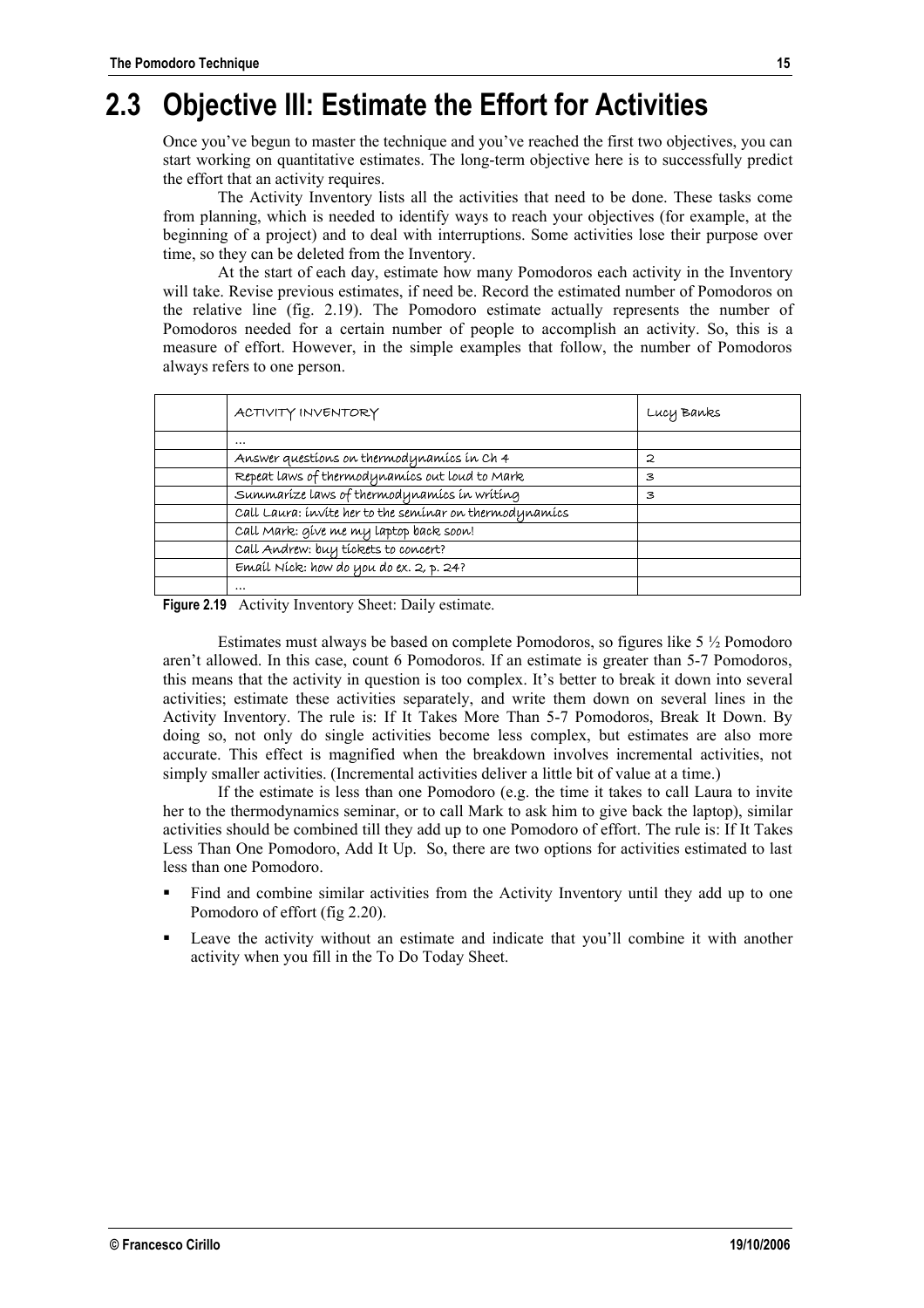## 2.3 Objective III: Estimate the Effort for Activities

Once you've begun to master the technique and you've reached the first two objectives, you can start working on quantitative estimates. The long-term objective here is to successfully predict the effort that an activity requires.

The Activity Inventory lists all the activities that need to be done. These tasks come from planning, which is needed to identify ways to reach your objectives (for example, at the beginning of a project) and to deal with interruptions. Some activities lose their purpose over time, so they can be deleted from the Inventory.

At the start of each day, estimate how many Pomodoros each activity in the Inventory will take. Revise previous estimates, if need be. Record the estimated number of Pomodoros on the relative line (fig. 2.19). The Pomodoro estimate actually represents the number of Pomodoros needed for a certain number of people to accomplish an activity. So, this is a measure of effort. However, in the simple examples that follow, the number of Pomodoros always refers to one person.

| | ACTIVITY INVENTORY | Lucy Banks |
|---|---|---|
| | ... | |
| | Answer questions on thermodynamics in Ch 4 | 2 |
| | Repeat laws of thermodynamics out loud to Mark | 3 |
| | Summarize laws of thermodynamics in writing | 3 |
| | Call Laura: invite her to the seminar on thermodynamics | |
| | Call Mark: give me my laptop back soon! | |
| | Call Andrew: buy tickets to concert? | |
| | Email Nick: how do you do ex. 2, p. 24? | |
| | ... | |

**Figure 2.19** Activity Inventory Sheet: Daily estimate.

Estimates must always be based on complete Pomodoros, so figures like 5 ½ Pomodoro aren't allowed. In this case, count 6 Pomodoros. If an estimate is greater than 5-7 Pomodoros, this means that the activity in question is too complex. It's better to break it down into several activities; estimate these activities separately, and write them down on several lines in the Activity Inventory. The rule is: If It Takes More Than 5-7 Pomodoros, Break It Down. By doing so, not only do single activities become less complex, but estimates are also more accurate. This effect is magnified when the breakdown involves incremental activities, not simply smaller activities. (Incremental activities deliver a little bit of value at a time.)

If the estimate is less than one Pomodoro (e.g. the time it takes to call Laura to invite her to the thermodynamics seminar, or to call Mark to ask him to give back the laptop), similar activities should be combined till they add up to one Pomodoro of effort. The rule is: If It Takes Less Than One Pomodoro, Add It Up. So, there are two options for activities estimated to last less than one Pomodoro.

- Find and combine similar activities from the Activity Inventory until they add up to one Pomodoro of effort (fig 2.20).
- Leave the activity without an estimate and indicate that you'll combine it with another activity when you fill in the To Do Today Sheet.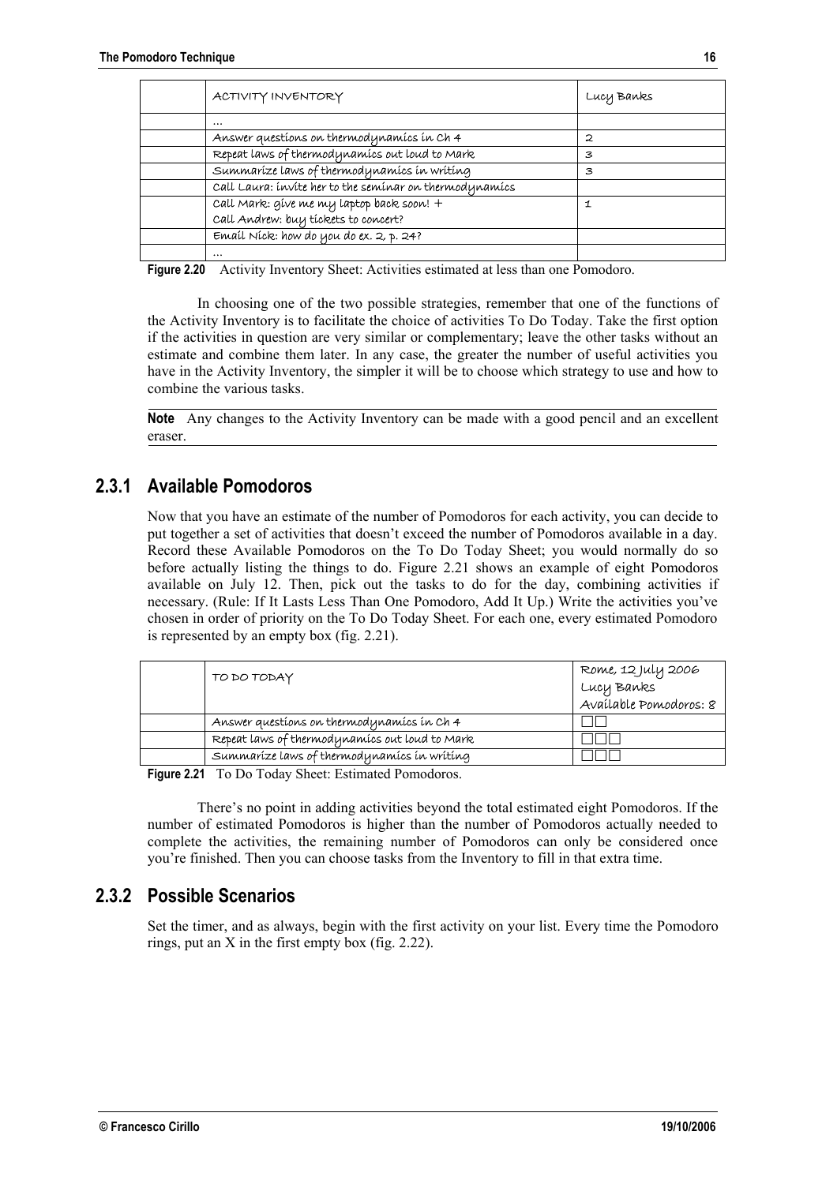| | ACTIVITY INVENTORY | Lucy Banks |
|---|---|---|
| | ... | |
| | Answer questions on thermodynamics in Ch 4 | 2 |
| | Repeat laws of thermodynamics out loud to Mark | 3 |
| | Summarize laws of thermodynamics in writing | 3 |
| | Call Laura: invite her to the seminar on thermodynamics | |
| | Call Mark: give me my laptop back soon! + Call Andrew: buy tickets to concert? | 1 |
| | Email Nick: how do you do ex. 2, p. 24? | |
| | ... | |

**Figure 2.20** Activity Inventory Sheet: Activities estimated at less than one Pomodoro.

In choosing one of the two possible strategies, remember that one of the functions of the Activity Inventory is to facilitate the choice of activities To Do Today. Take the first option if the activities in question are very similar or complementary; leave the other tasks without an estimate and combine them later. In any case, the greater the number of useful activities you have in the Activity Inventory, the simpler it will be to choose which strategy to use and how to combine the various tasks.

**Note** Any changes to the Activity Inventory can be made with a good pencil and an excellent eraser.

## 2.3.1 Available Pomodoros

Now that you have an estimate of the number of Pomodoros for each activity, you can decide to put together a set of activities that doesn't exceed the number of Pomodoros available in a day. Record these Available Pomodoros on the To Do Today Sheet; you would normally do so before actually listing the things to do. Figure 2.21 shows an example of eight Pomodoros available on July 12. Then, pick out the tasks to do for the day, combining activities if necessary. (Rule: If It Lasts Less Than One Pomodoro, Add It Up.) Write the activities you've chosen in order of priority on the To Do Today Sheet. For each one, every estimated Pomodoro is represented by an empty box (fig. 2.21).

| | TO DO TODAY | Rome, 12 July 2006 Lucy Banks Available Pomodoros: 8 |
|---|---|---|
| | Answer questions on thermodynamics in Ch 4 | ☐☐ |
| | Repeat laws of thermodynamics out loud to Mark | ☐☐☐ |
| | Summarize laws of thermodynamics in writing | ☐☐☐ |

**Figure 2.21** To Do Today Sheet: Estimated Pomodoros.

There's no point in adding activities beyond the total estimated eight Pomodoros. If the number of estimated Pomodoros is higher than the number of Pomodoros actually needed to complete the activities, the remaining number of Pomodoros can only be considered once you're finished. Then you can choose tasks from the Inventory to fill in that extra time.

## 2.3.2 Possible Scenarios

Set the timer, and as always, begin with the first activity on your list. Every time the Pomodoro rings, put an X in the first empty box (fig. 2.22).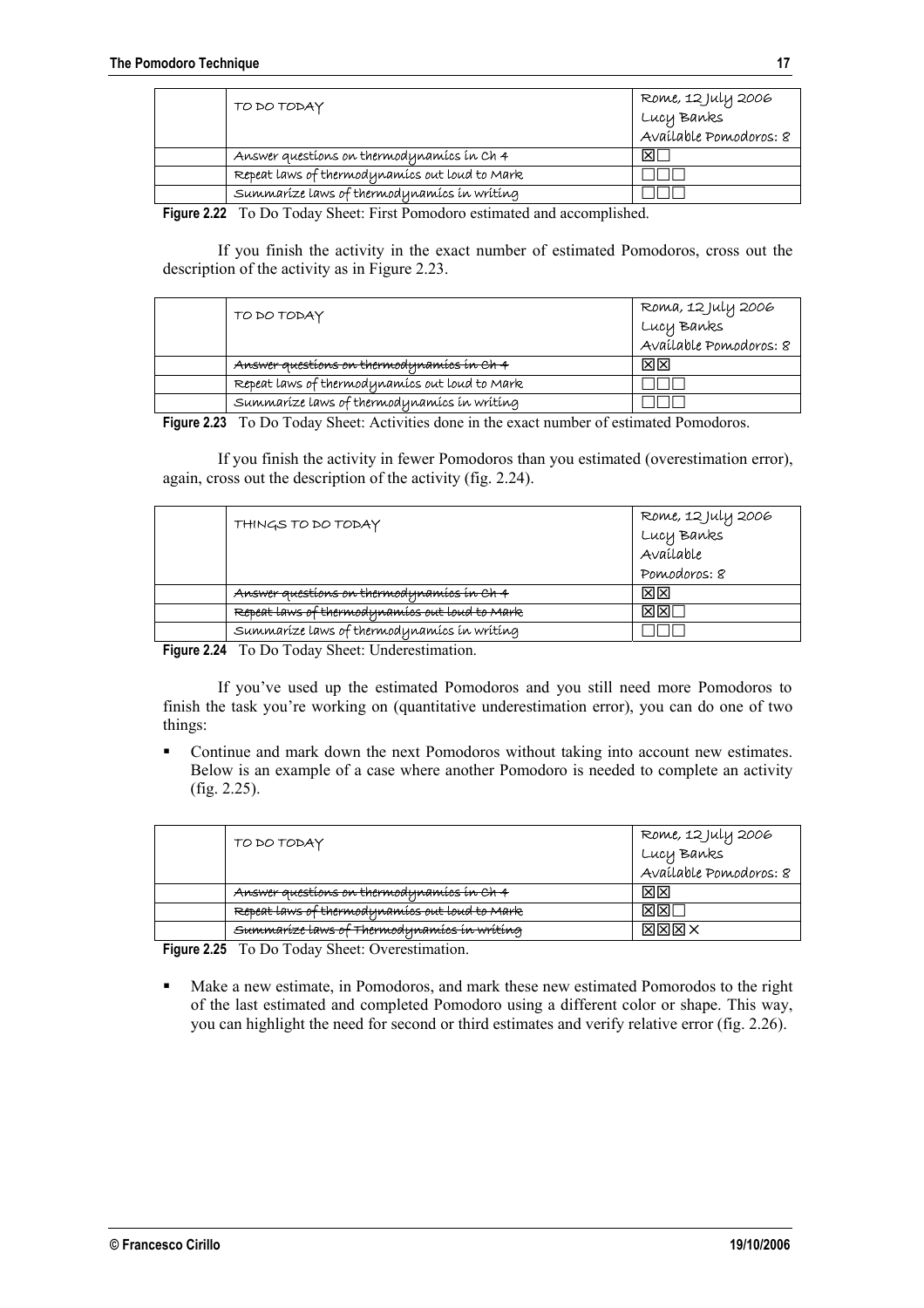| | TO DO TODAY | Rome, 12 July 2006<br>Lucy Banks<br>Available Pomodoros: 8 |
|---|---|---|
| | Answer questions on thermodynamics in Ch 4 | ☒☐ |
| | Repeat laws of thermodynamics out loud to Mark | ☐☐☐ |
| | Summarize laws of thermodynamics in writing | ☐☐☐ |

**Figure 2.22** To Do Today Sheet: First Pomodoro estimated and accomplished.

If you finish the activity in the exact number of estimated Pomodoros, cross out the description of the activity as in Figure 2.23.

| | TO DO TODAY | Roma, 12 July 2006<br>Lucy Banks<br>Available Pomodoros: 8 |
|---|---|---|
| | ~~Answer questions on thermodynamics in Ch 4~~ | ☒☒ |
| | Repeat laws of thermodynamics out loud to Mark | ☐☐☐ |
| | Summarize laws of thermodynamics in writing | ☐☐☐ |

**Figure 2.23** To Do Today Sheet: Activities done in the exact number of estimated Pomodoros.

If you finish the activity in fewer Pomodoros than you estimated (overestimation error), again, cross out the description of the activity (fig. 2.24).

| | THINGS TO DO TODAY | Rome, 12 July 2006<br>Lucy Banks<br>Available<br>Pomodoros: 8 |
|---|---|---|
| | ~~Answer questions on thermodynamics in Ch 4~~ | ☒☒ |
| | ~~Repeat laws of thermodynamics out loud to Mark~~ | ☒☒☐ |
| | Summarize laws of thermodynamics in writing | ☐☐☐ |

**Figure 2.24** To Do Today Sheet: Underestimation.

If you've used up the estimated Pomodoros and you still need more Pomodoros to finish the task you're working on (quantitative underestimation error), you can do one of two things:

- Continue and mark down the next Pomodoros without taking into account new estimates. Below is an example of a case where another Pomodoro is needed to complete an activity (fig. 2.25).

| | TO DO TODAY | Rome, 12 July 2006<br>Lucy Banks<br>Available Pomodoros: 8 |
|---|---|---|
| | ~~Answer questions on thermodynamics in Ch 4~~ | ☒☒ |
| | ~~Repeat laws of thermodynamics out loud to Mark~~ | ☒☒☐ |
| | ~~Summarize laws of Thermodynamics in writing~~ | ☒☒☒× |

**Figure 2.25** To Do Today Sheet: Overestimation.

- Make a new estimate, in Pomodoros, and mark these new estimated Pomorodos to the right of the last estimated and completed Pomodoro using a different color or shape. This way, you can highlight the need for second or third estimates and verify relative error (fig. 2.26).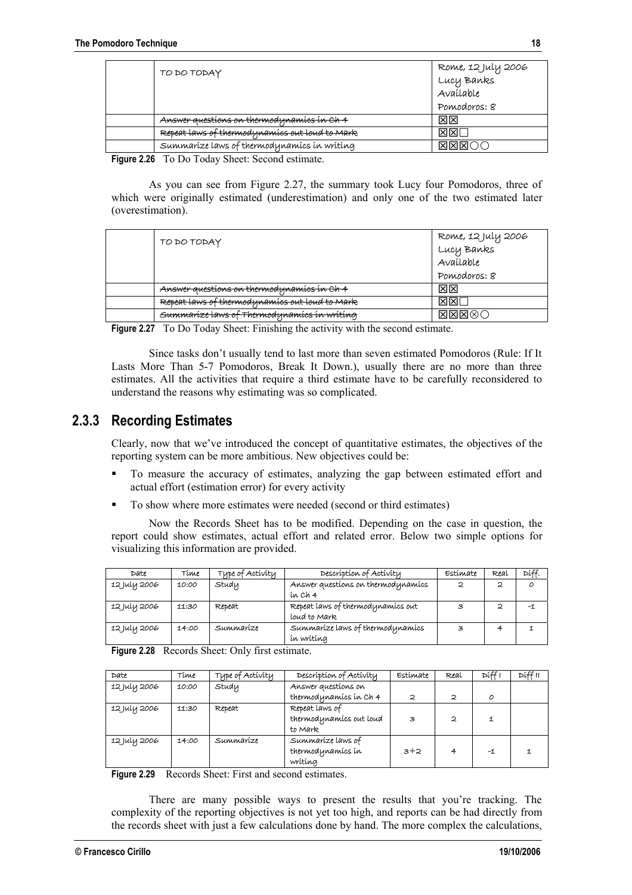| | TO DO TODAY | Rome, 12 July 2006<br>Lucy Banks<br>Available<br>Pomodoros: 8 |
|---|---|---|
| | ~~Answer questions on thermodynamics in Ch 4~~ | ☒☒ |
| | ~~Repeat laws of thermodynamics out loud to Mark~~ | ☒☒☐ |
| | Summarize laws of thermodynamics in writing | ☒☒☒○○ |

**Figure 2.26** To Do Today Sheet: Second estimate.

As you can see from Figure 2.27, the summary took Lucy four Pomodoros, three of which were originally estimated (underestimation) and only one of the two estimated later (overestimation).

| | TO DO TODAY | Rome, 12 July 2006<br>Lucy Banks<br>Available<br>Pomodoros: 8 |
|---|---|---|
| | ~~Answer questions on thermodynamics in Ch 4~~ | ☒☒ |
| | ~~Repeat laws of thermodynamics out loud to Mark~~ | ☒☒☐ |
| | ~~Summarize laws of Thermodynamics in writing~~ | ☒☒☒⊗○ |

**Figure 2.27** To Do Today Sheet: Finishing the activity with the second estimate.

Since tasks don't usually tend to last more than seven estimated Pomodoros (Rule: If It Lasts More Than 5-7 Pomodoros, Break It Down.), usually there are no more than three estimates. All the activities that require a third estimate have to be carefully reconsidered to understand the reasons why estimating was so complicated.

## 2.3.3 Recording Estimates

Clearly, now that we've introduced the concept of quantitative estimates, the objectives of the reporting system can be more ambitious. New objectives could be:

- To measure the accuracy of estimates, analyzing the gap between estimated effort and actual effort (estimation error) for every activity
- To show where more estimates were needed (second or third estimates)

Now the Records Sheet has to be modified. Depending on the case in question, the report could show estimates, actual effort and related error. Below two simple options for visualizing this information are provided.

| Date | Time | Type of Activity | Description of Activity | Estimate | Real | Diff. |
|---|---|---|---|---|---|---|
| 12 July 2006 | 10:00 | Study | Answer questions on thermodynamics in Ch 4 | 2 | 2 | 0 |
| 12 July 2006 | 11:30 | Repeat | Repeat laws of thermodynamics out loud to Mark | 3 | 2 | -1 |
| 12 July 2006 | 14:00 | Summarize | Summarize laws of thermodynamics in writing | 3 | 4 | 1 |

**Figure 2.28** Records Sheet: Only first estimate.

| Date | Time | Type of Activity | Description of Activity | Estimate | Real | Diff I | Diff II |
|---|---|---|---|---|---|---|---|
| 12 July 2006 | 10:00 | Study | Answer questions on thermodynamics in Ch 4 | 2 | 2 | 0 | |
| 12 July 2006 | 11:30 | Repeat | Repeat laws of thermodynamics out loud to Mark | 3 | 2 | 1 | |
| 12 July 2006 | 14:00 | Summarize | Summarize laws of thermodynamics in writing | 3+2 | 4 | -1 | 1 |

**Figure 2.29** Records Sheet: First and second estimates.

There are many possible ways to present the results that you're tracking. The complexity of the reporting objectives is not yet too high, and reports can be had directly from the records sheet with just a few calculations done by hand. The more complex the calculations,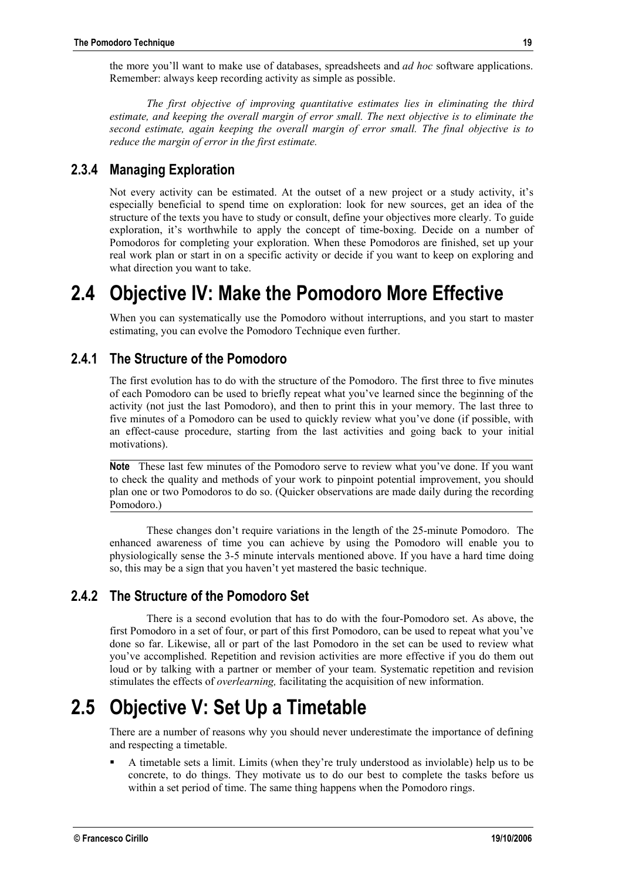the more you'll want to make use of databases, spreadsheets and *ad hoc* software applications. Remember: always keep recording activity as simple as possible.

*The first objective of improving quantitative estimates lies in eliminating the third estimate, and keeping the overall margin of error small. The next objective is to eliminate the second estimate, again keeping the overall margin of error small. The final objective is to reduce the margin of error in the first estimate.*

### 2.3.4 Managing Exploration

Not every activity can be estimated. At the outset of a new project or a study activity, it's especially beneficial to spend time on exploration: look for new sources, get an idea of the structure of the texts you have to study or consult, define your objectives more clearly. To guide exploration, it's worthwhile to apply the concept of time-boxing. Decide on a number of Pomodoros for completing your exploration. When these Pomodoros are finished, set up your real work plan or start in on a specific activity or decide if you want to keep on exploring and what direction you want to take.

## 2.4 Objective IV: Make the Pomodoro More Effective

When you can systematically use the Pomodoro without interruptions, and you start to master estimating, you can evolve the Pomodoro Technique even further.

### 2.4.1 The Structure of the Pomodoro

The first evolution has to do with the structure of the Pomodoro. The first three to five minutes of each Pomodoro can be used to briefly repeat what you've learned since the beginning of the activity (not just the last Pomodoro), and then to print this in your memory. The last three to five minutes of a Pomodoro can be used to quickly review what you've done (if possible, with an effect-cause procedure, starting from the last activities and going back to your initial motivations).

**Note** These last few minutes of the Pomodoro serve to review what you've done. If you want to check the quality and methods of your work to pinpoint potential improvement, you should plan one or two Pomodoros to do so. (Quicker observations are made daily during the recording Pomodoro.)

These changes don't require variations in the length of the 25-minute Pomodoro. The enhanced awareness of time you can achieve by using the Pomodoro will enable you to physiologically sense the 3-5 minute intervals mentioned above. If you have a hard time doing so, this may be a sign that you haven't yet mastered the basic technique.

### 2.4.2 The Structure of the Pomodoro Set

There is a second evolution that has to do with the four-Pomodoro set. As above, the first Pomodoro in a set of four, or part of this first Pomodoro, can be used to repeat what you've done so far. Likewise, all or part of the last Pomodoro in the set can be used to review what you've accomplished. Repetition and revision activities are more effective if you do them out loud or by talking with a partner or member of your team. Systematic repetition and revision stimulates the effects of *overlearning,* facilitating the acquisition of new information.

## 2.5 Objective V: Set Up a Timetable

There are a number of reasons why you should never underestimate the importance of defining and respecting a timetable.

- A timetable sets a limit. Limits (when they're truly understood as inviolable) help us to be concrete, to do things. They motivate us to do our best to complete the tasks before us within a set period of time. The same thing happens when the Pomodoro rings.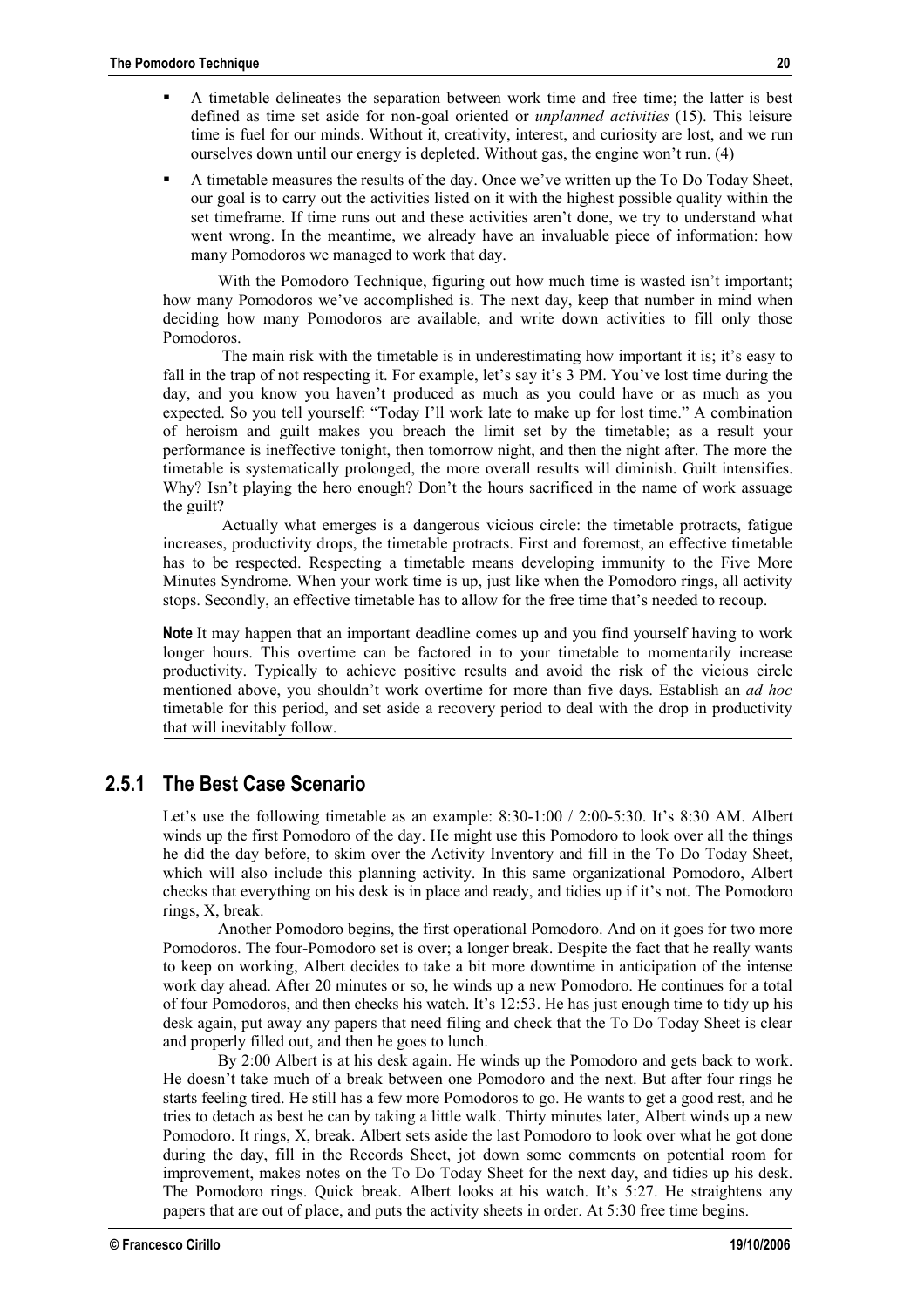- A timetable delineates the separation between work time and free time; the latter is best defined as time set aside for non-goal oriented or *unplanned activities* (15). This leisure time is fuel for our minds. Without it, creativity, interest, and curiosity are lost, and we run ourselves down until our energy is depleted. Without gas, the engine won't run. (4)
- A timetable measures the results of the day. Once we've written up the To Do Today Sheet, our goal is to carry out the activities listed on it with the highest possible quality within the set timeframe. If time runs out and these activities aren't done, we try to understand what went wrong. In the meantime, we already have an invaluable piece of information: how many Pomodoros we managed to work that day.

With the Pomodoro Technique, figuring out how much time is wasted isn't important; how many Pomodoros we've accomplished is. The next day, keep that number in mind when deciding how many Pomodoros are available, and write down activities to fill only those Pomodoros.

The main risk with the timetable is in underestimating how important it is; it's easy to fall in the trap of not respecting it. For example, let's say it's 3 PM. You've lost time during the day, and you know you haven't produced as much as you could have or as much as you expected. So you tell yourself: "Today I'll work late to make up for lost time." A combination of heroism and guilt makes you breach the limit set by the timetable; as a result your performance is ineffective tonight, then tomorrow night, and then the night after. The more the timetable is systematically prolonged, the more overall results will diminish. Guilt intensifies. Why? Isn't playing the hero enough? Don't the hours sacrificed in the name of work assuage the guilt?

Actually what emerges is a dangerous vicious circle: the timetable protracts, fatigue increases, productivity drops, the timetable protracts. First and foremost, an effective timetable has to be respected. Respecting a timetable means developing immunity to the Five More Minutes Syndrome. When your work time is up, just like when the Pomodoro rings, all activity stops. Secondly, an effective timetable has to allow for the free time that's needed to recoup.

**Note** It may happen that an important deadline comes up and you find yourself having to work longer hours. This overtime can be factored in to your timetable to momentarily increase productivity. Typically to achieve positive results and avoid the risk of the vicious circle mentioned above, you shouldn't work overtime for more than five days. Establish an *ad hoc* timetable for this period, and set aside a recovery period to deal with the drop in productivity that will inevitably follow.

### 2.5.1 The Best Case Scenario

Let's use the following timetable as an example: 8:30-1:00 / 2:00-5:30. It's 8:30 AM. Albert winds up the first Pomodoro of the day. He might use this Pomodoro to look over all the things he did the day before, to skim over the Activity Inventory and fill in the To Do Today Sheet, which will also include this planning activity. In this same organizational Pomodoro, Albert checks that everything on his desk is in place and ready, and tidies up if it's not. The Pomodoro rings, X, break.

Another Pomodoro begins, the first operational Pomodoro. And on it goes for two more Pomodoros. The four-Pomodoro set is over; a longer break. Despite the fact that he really wants to keep on working, Albert decides to take a bit more downtime in anticipation of the intense work day ahead. After 20 minutes or so, he winds up a new Pomodoro. He continues for a total of four Pomodoros, and then checks his watch. It's 12:53. He has just enough time to tidy up his desk again, put away any papers that need filing and check that the To Do Today Sheet is clear and properly filled out, and then he goes to lunch.

By 2:00 Albert is at his desk again. He winds up the Pomodoro and gets back to work. He doesn't take much of a break between one Pomodoro and the next. But after four rings he starts feeling tired. He still has a few more Pomodoros to go. He wants to get a good rest, and he tries to detach as best he can by taking a little walk. Thirty minutes later, Albert winds up a new Pomodoro. It rings, X, break. Albert sets aside the last Pomodoro to look over what he got done during the day, fill in the Records Sheet, jot down some comments on potential room for improvement, makes notes on the To Do Today Sheet for the next day, and tidies up his desk. The Pomodoro rings. Quick break. Albert looks at his watch. It's 5:27. He straightens any papers that are out of place, and puts the activity sheets in order. At 5:30 free time begins.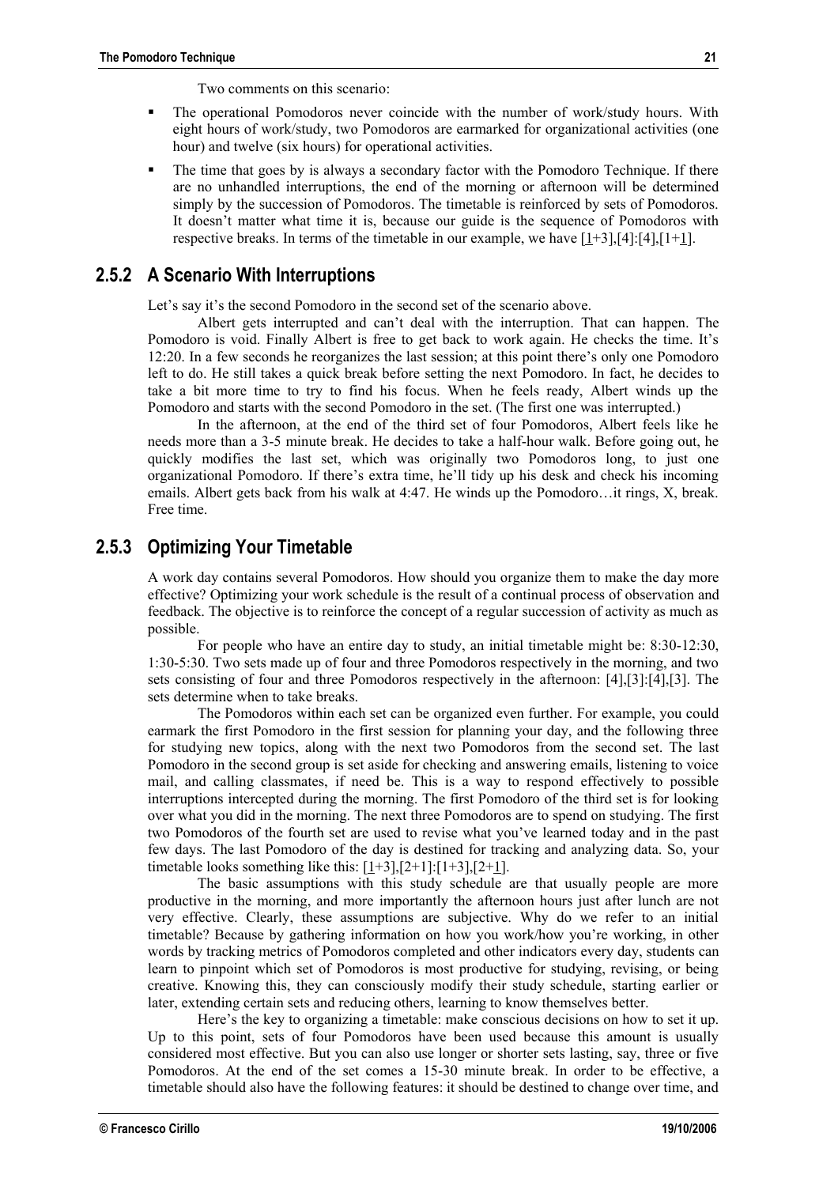Two comments on this scenario:

- The operational Pomodoros never coincide with the number of work/study hours. With eight hours of work/study, two Pomodoros are earmarked for organizational activities (one hour) and twelve (six hours) for operational activities.
- The time that goes by is always a secondary factor with the Pomodoro Technique. If there are no unhandled interruptions, the end of the morning or afternoon will be determined simply by the succession of Pomodoros. The timetable is reinforced by sets of Pomodoros. It doesn't matter what time it is, because our guide is the sequence of Pomodoros with respective breaks. In terms of the timetable in our example, we have [1+3],[4]:[4],[1+1].

## 2.5.2 A Scenario With Interruptions

Let's say it's the second Pomodoro in the second set of the scenario above.

Albert gets interrupted and can't deal with the interruption. That can happen. The Pomodoro is void. Finally Albert is free to get back to work again. He checks the time. It's 12:20. In a few seconds he reorganizes the last session; at this point there's only one Pomodoro left to do. He still takes a quick break before setting the next Pomodoro. In fact, he decides to take a bit more time to try to find his focus. When he feels ready, Albert winds up the Pomodoro and starts with the second Pomodoro in the set. (The first one was interrupted.)

In the afternoon, at the end of the third set of four Pomodoros, Albert feels like he needs more than a 3-5 minute break. He decides to take a half-hour walk. Before going out, he quickly modifies the last set, which was originally two Pomodoros long, to just one organizational Pomodoro. If there's extra time, he'll tidy up his desk and check his incoming emails. Albert gets back from his walk at 4:47. He winds up the Pomodoro…it rings, X, break. Free time.

## 2.5.3 Optimizing Your Timetable

A work day contains several Pomodoros. How should you organize them to make the day more effective? Optimizing your work schedule is the result of a continual process of observation and feedback. The objective is to reinforce the concept of a regular succession of activity as much as possible.

For people who have an entire day to study, an initial timetable might be: 8:30-12:30, 1:30-5:30. Two sets made up of four and three Pomodoros respectively in the morning, and two sets consisting of four and three Pomodoros respectively in the afternoon: [4],[3]:[4],[3]. The sets determine when to take breaks.

The Pomodoros within each set can be organized even further. For example, you could earmark the first Pomodoro in the first session for planning your day, and the following three for studying new topics, along with the next two Pomodoros from the second set. The last Pomodoro in the second group is set aside for checking and answering emails, listening to voice mail, and calling classmates, if need be. This is a way to respond effectively to possible interruptions intercepted during the morning. The first Pomodoro of the third set is for looking over what you did in the morning. The next three Pomodoros are to spend on studying. The first two Pomodoros of the fourth set are used to revise what you've learned today and in the past few days. The last Pomodoro of the day is destined for tracking and analyzing data. So, your timetable looks something like this: [1+3],[2+1]:[1+3],[2+1].

The basic assumptions with this study schedule are that usually people are more productive in the morning, and more importantly the afternoon hours just after lunch are not very effective. Clearly, these assumptions are subjective. Why do we refer to an initial timetable? Because by gathering information on how you work/how you're working, in other words by tracking metrics of Pomodoros completed and other indicators every day, students can learn to pinpoint which set of Pomodoros is most productive for studying, revising, or being creative. Knowing this, they can consciously modify their study schedule, starting earlier or later, extending certain sets and reducing others, learning to know themselves better.

Here's the key to organizing a timetable: make conscious decisions on how to set it up. Up to this point, sets of four Pomodoros have been used because this amount is usually considered most effective. But you can also use longer or shorter sets lasting, say, three or five Pomodoros. At the end of the set comes a 15-30 minute break. In order to be effective, a timetable should also have the following features: it should be destined to change over time, and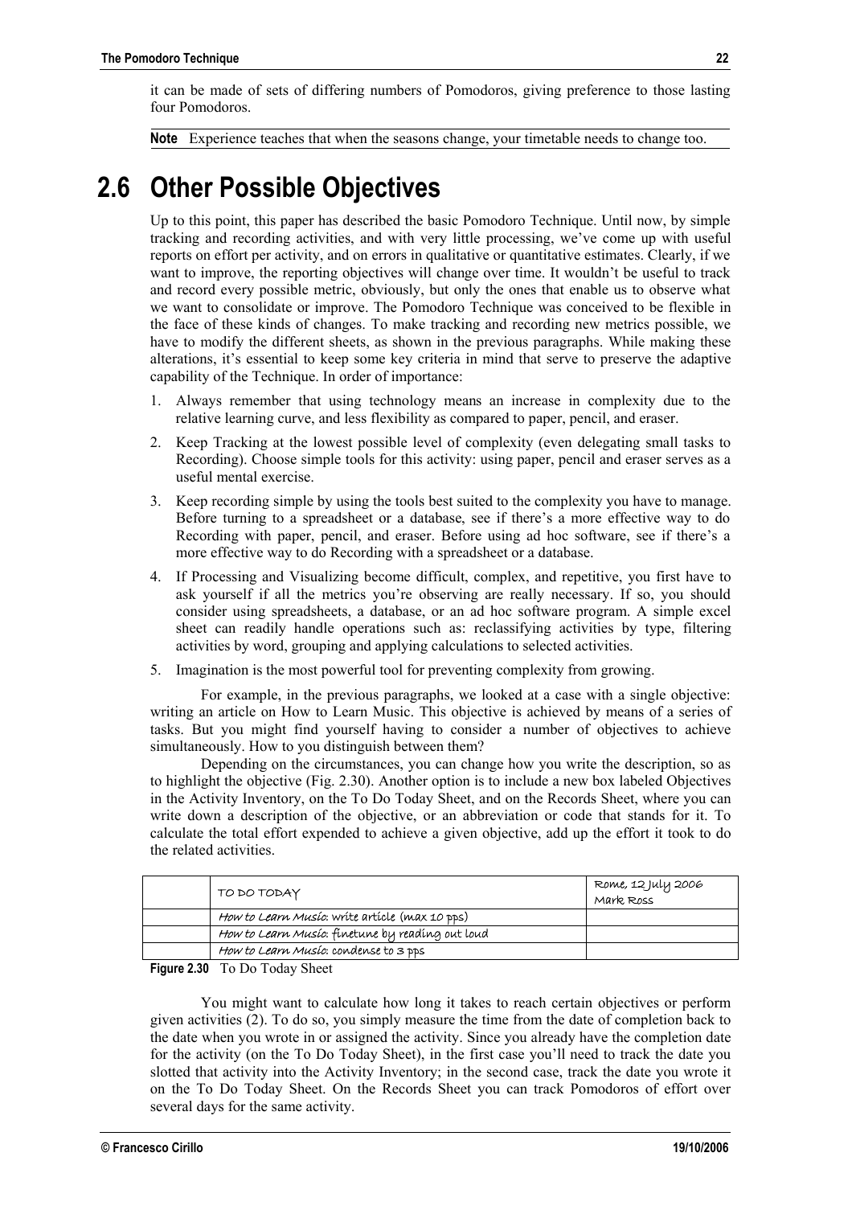it can be made of sets of differing numbers of Pomodoros, giving preference to those lasting four Pomodoros.

**Note** Experience teaches that when the seasons change, your timetable needs to change too.

## 2.6 Other Possible Objectives

Up to this point, this paper has described the basic Pomodoro Technique. Until now, by simple tracking and recording activities, and with very little processing, we've come up with useful reports on effort per activity, and on errors in qualitative or quantitative estimates. Clearly, if we want to improve, the reporting objectives will change over time. It wouldn't be useful to track and record every possible metric, obviously, but only the ones that enable us to observe what we want to consolidate or improve. The Pomodoro Technique was conceived to be flexible in the face of these kinds of changes. To make tracking and recording new metrics possible, we have to modify the different sheets, as shown in the previous paragraphs. While making these alterations, it's essential to keep some key criteria in mind that serve to preserve the adaptive capability of the Technique. In order of importance:

1. Always remember that using technology means an increase in complexity due to the relative learning curve, and less flexibility as compared to paper, pencil, and eraser.
2. Keep Tracking at the lowest possible level of complexity (even delegating small tasks to Recording). Choose simple tools for this activity: using paper, pencil and eraser serves as a useful mental exercise.
3. Keep recording simple by using the tools best suited to the complexity you have to manage. Before turning to a spreadsheet or a database, see if there's a more effective way to do Recording with paper, pencil, and eraser. Before using ad hoc software, see if there's a more effective way to do Recording with a spreadsheet or a database.
4. If Processing and Visualizing become difficult, complex, and repetitive, you first have to ask yourself if all the metrics you're observing are really necessary. If so, you should consider using spreadsheets, a database, or an ad hoc software program. A simple excel sheet can readily handle operations such as: reclassifying activities by type, filtering activities by word, grouping and applying calculations to selected activities.
5. Imagination is the most powerful tool for preventing complexity from growing.

For example, in the previous paragraphs, we looked at a case with a single objective: writing an article on How to Learn Music. This objective is achieved by means of a series of tasks. But you might find yourself having to consider a number of objectives to achieve simultaneously. How to you distinguish between them?

Depending on the circumstances, you can change how you write the description, so as to highlight the objective (Fig. 2.30). Another option is to include a new box labeled Objectives in the Activity Inventory, on the To Do Today Sheet, and on the Records Sheet, where you can write down a description of the objective, or an abbreviation or code that stands for it. To calculate the total effort expended to achieve a given objective, add up the effort it took to do the related activities.

| | TO DO TODAY | Rome, 12 July 2006<br>Mark Ross |
|---|---|---|
| | *How to Learn Music*: write article (max 10 pps) | |
| | *How to Learn Music*: finetune by reading out loud | |
| | *How to Learn Music*: condense to 3 pps | |

**Figure 2.30** To Do Today Sheet

You might want to calculate how long it takes to reach certain objectives or perform given activities (2). To do so, you simply measure the time from the date of completion back to the date when you wrote in or assigned the activity. Since you already have the completion date for the activity (on the To Do Today Sheet), in the first case you'll need to track the date you slotted that activity into the Activity Inventory; in the second case, track the date you wrote it on the To Do Today Sheet. On the Records Sheet you can track Pomodoros of effort over several days for the same activity.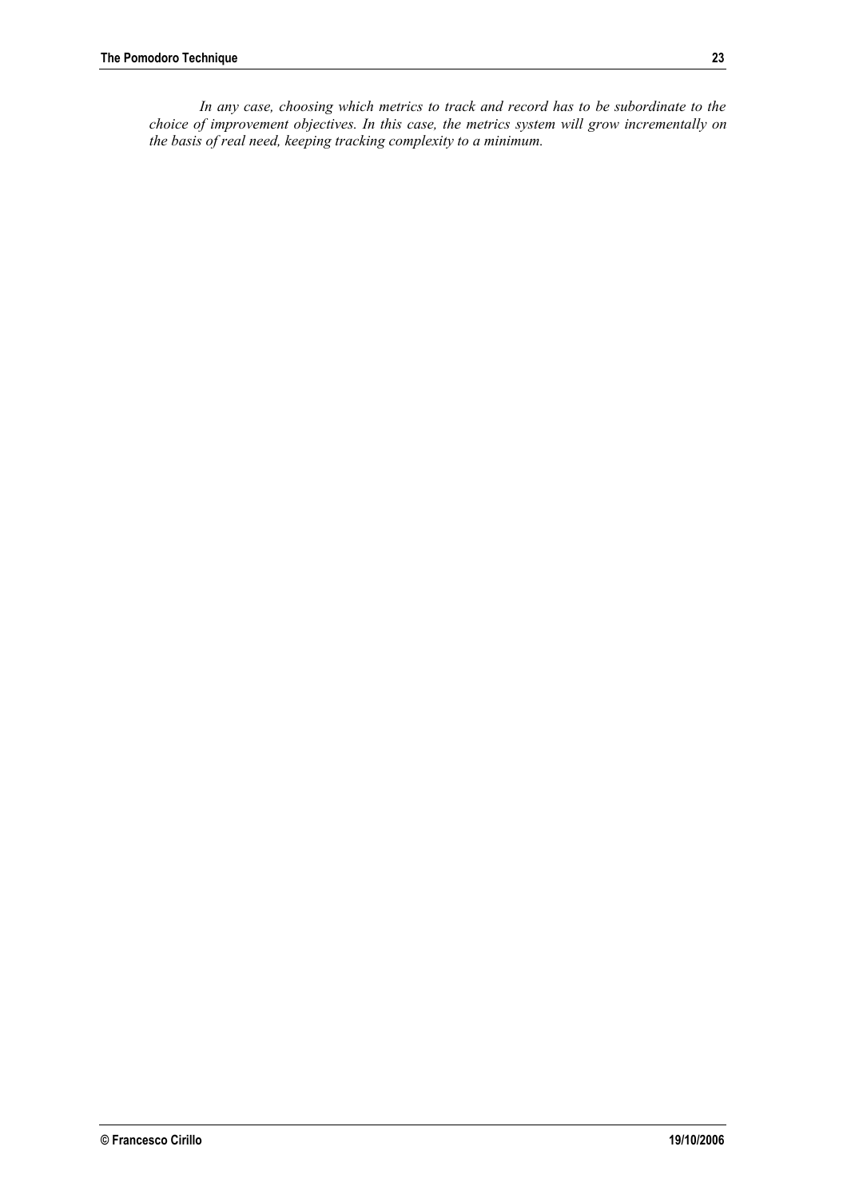*In any case, choosing which metrics to track and record has to be subordinate to the choice of improvement objectives. In this case, the metrics system will grow incrementally on the basis of real need, keeping tracking complexity to a minimum.*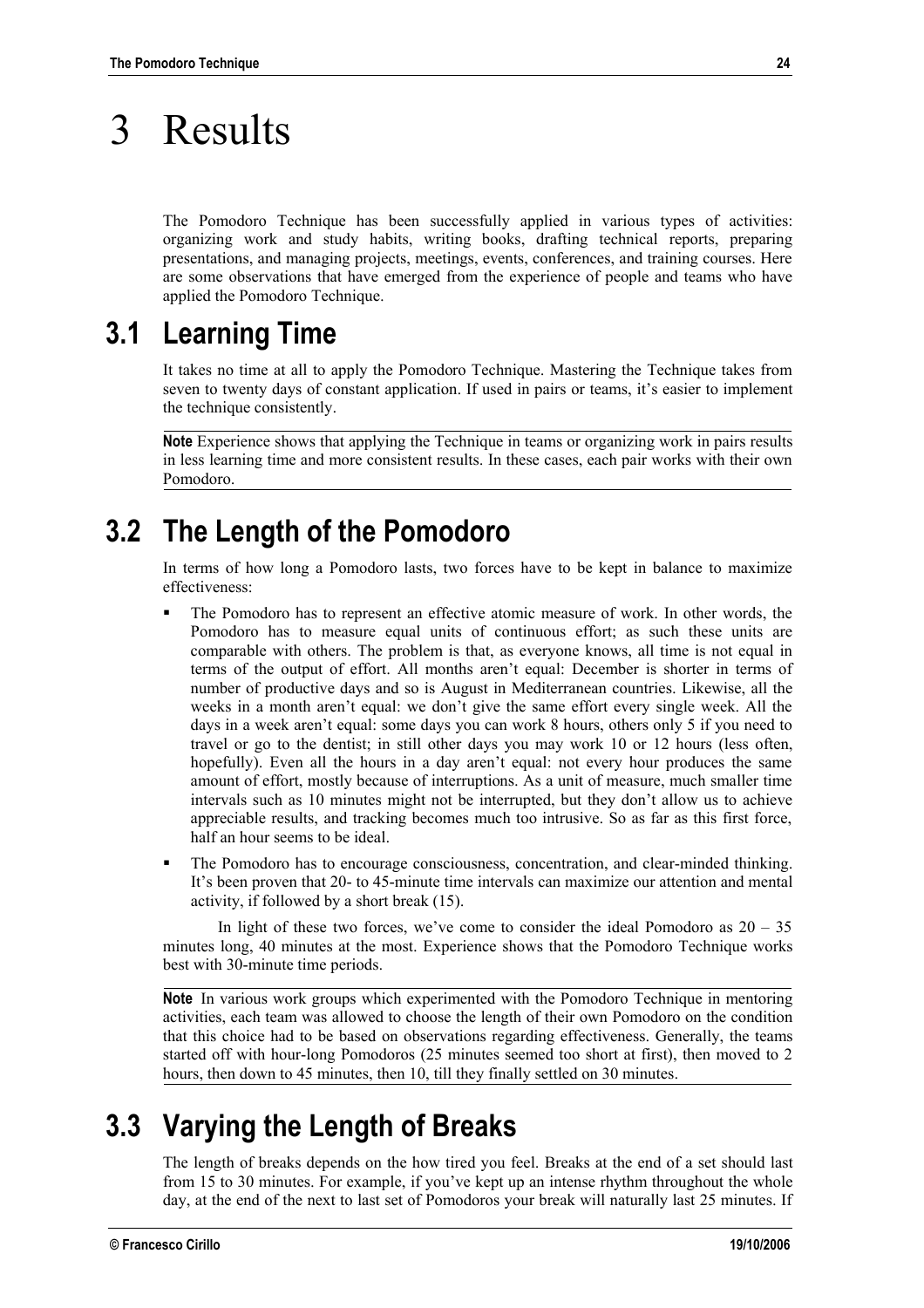# 3 Results

The Pomodoro Technique has been successfully applied in various types of activities: organizing work and study habits, writing books, drafting technical reports, preparing presentations, and managing projects, meetings, events, conferences, and training courses. Here are some observations that have emerged from the experience of people and teams who have applied the Pomodoro Technique.

## 3.1 Learning Time

It takes no time at all to apply the Pomodoro Technique. Mastering the Technique takes from seven to twenty days of constant application. If used in pairs or teams, it's easier to implement the technique consistently.

**Note** Experience shows that applying the Technique in teams or organizing work in pairs results in less learning time and more consistent results. In these cases, each pair works with their own Pomodoro.

## 3.2 The Length of the Pomodoro

In terms of how long a Pomodoro lasts, two forces have to be kept in balance to maximize effectiveness:

- The Pomodoro has to represent an effective atomic measure of work. In other words, the Pomodoro has to measure equal units of continuous effort; as such these units are comparable with others. The problem is that, as everyone knows, all time is not equal in terms of the output of effort. All months aren't equal: December is shorter in terms of number of productive days and so is August in Mediterranean countries. Likewise, all the weeks in a month aren't equal: we don't give the same effort every single week. All the days in a week aren't equal: some days you can work 8 hours, others only 5 if you need to travel or go to the dentist; in still other days you may work 10 or 12 hours (less often, hopefully). Even all the hours in a day aren't equal: not every hour produces the same amount of effort, mostly because of interruptions. As a unit of measure, much smaller time intervals such as 10 minutes might not be interrupted, but they don't allow us to achieve appreciable results, and tracking becomes much too intrusive. So as far as this first force, half an hour seems to be ideal.
- The Pomodoro has to encourage consciousness, concentration, and clear-minded thinking. It's been proven that 20- to 45-minute time intervals can maximize our attention and mental activity, if followed by a short break (15).

In light of these two forces, we've come to consider the ideal Pomodoro as 20 – 35 minutes long, 40 minutes at the most. Experience shows that the Pomodoro Technique works best with 30-minute time periods.

**Note** In various work groups which experimented with the Pomodoro Technique in mentoring activities, each team was allowed to choose the length of their own Pomodoro on the condition that this choice had to be based on observations regarding effectiveness. Generally, the teams started off with hour-long Pomodoros (25 minutes seemed too short at first), then moved to 2 hours, then down to 45 minutes, then 10, till they finally settled on 30 minutes.

## 3.3 Varying the Length of Breaks

The length of breaks depends on the how tired you feel. Breaks at the end of a set should last from 15 to 30 minutes. For example, if you've kept up an intense rhythm throughout the whole day, at the end of the next to last set of Pomodoros your break will naturally last 25 minutes. If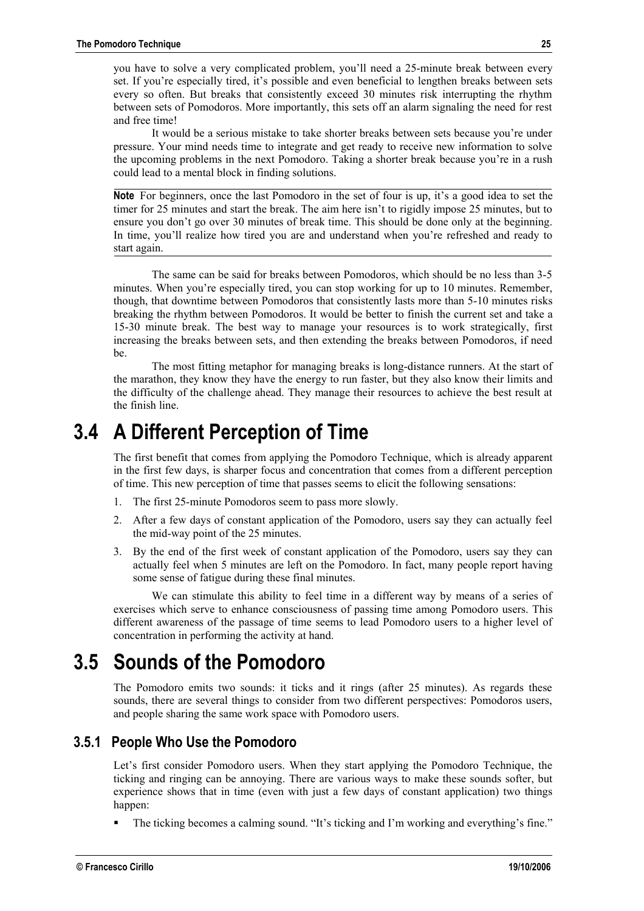you have to solve a very complicated problem, you'll need a 25-minute break between every set. If you're especially tired, it's possible and even beneficial to lengthen breaks between sets every so often. But breaks that consistently exceed 30 minutes risk interrupting the rhythm between sets of Pomodoros. More importantly, this sets off an alarm signaling the need for rest and free time!

It would be a serious mistake to take shorter breaks between sets because you're under pressure. Your mind needs time to integrate and get ready to receive new information to solve the upcoming problems in the next Pomodoro. Taking a shorter break because you're in a rush could lead to a mental block in finding solutions.

---

**Note** For beginners, once the last Pomodoro in the set of four is up, it's a good idea to set the timer for 25 minutes and start the break. The aim here isn't to rigidly impose 25 minutes, but to ensure you don't go over 30 minutes of break time. This should be done only at the beginning. In time, you'll realize how tired you are and understand when you're refreshed and ready to start again.

---

The same can be said for breaks between Pomodoros, which should be no less than 3-5 minutes. When you're especially tired, you can stop working for up to 10 minutes. Remember, though, that downtime between Pomodoros that consistently lasts more than 5-10 minutes risks breaking the rhythm between Pomodoros. It would be better to finish the current set and take a 15-30 minute break. The best way to manage your resources is to work strategically, first increasing the breaks between sets, and then extending the breaks between Pomodoros, if need be.

The most fitting metaphor for managing breaks is long-distance runners. At the start of the marathon, they know they have the energy to run faster, but they also know their limits and the difficulty of the challenge ahead. They manage their resources to achieve the best result at the finish line.

# 3.4 A Different Perception of Time

The first benefit that comes from applying the Pomodoro Technique, which is already apparent in the first few days, is sharper focus and concentration that comes from a different perception of time. This new perception of time that passes seems to elicit the following sensations:

1. The first 25-minute Pomodoros seem to pass more slowly.
2. After a few days of constant application of the Pomodoro, users say they can actually feel the mid-way point of the 25 minutes.
3. By the end of the first week of constant application of the Pomodoro, users say they can actually feel when 5 minutes are left on the Pomodoro. In fact, many people report having some sense of fatigue during these final minutes.

We can stimulate this ability to feel time in a different way by means of a series of exercises which serve to enhance consciousness of passing time among Pomodoro users. This different awareness of the passage of time seems to lead Pomodoro users to a higher level of concentration in performing the activity at hand.

# 3.5 Sounds of the Pomodoro

The Pomodoro emits two sounds: it ticks and it rings (after 25 minutes). As regards these sounds, there are several things to consider from two different perspectives: Pomodoros users, and people sharing the same work space with Pomodoro users.

## 3.5.1 People Who Use the Pomodoro

Let's first consider Pomodoro users. When they start applying the Pomodoro Technique, the ticking and ringing can be annoying. There are various ways to make these sounds softer, but experience shows that in time (even with just a few days of constant application) two things happen:

- The ticking becomes a calming sound. "It's ticking and I'm working and everything's fine."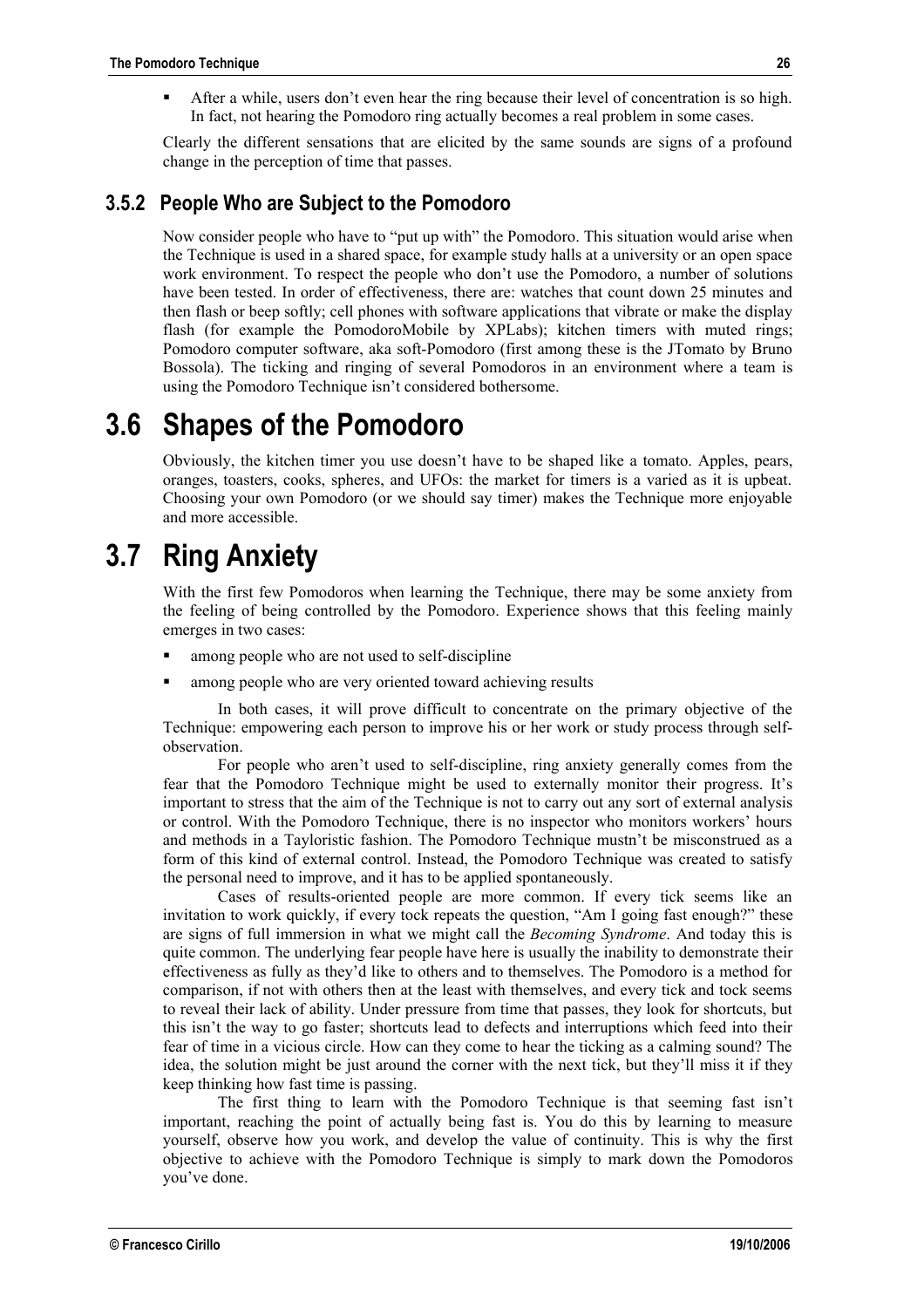- After a while, users don't even hear the ring because their level of concentration is so high. In fact, not hearing the Pomodoro ring actually becomes a real problem in some cases.

Clearly the different sensations that are elicited by the same sounds are signs of a profound change in the perception of time that passes.

### 3.5.2 People Who are Subject to the Pomodoro

Now consider people who have to "put up with" the Pomodoro. This situation would arise when the Technique is used in a shared space, for example study halls at a university or an open space work environment. To respect the people who don't use the Pomodoro, a number of solutions have been tested. In order of effectiveness, there are: watches that count down 25 minutes and then flash or beep softly; cell phones with software applications that vibrate or make the display flash (for example the PomodoroMobile by XPLabs); kitchen timers with muted rings; Pomodoro computer software, aka soft-Pomodoro (first among these is the JTomato by Bruno Bossola). The ticking and ringing of several Pomodoros in an environment where a team is using the Pomodoro Technique isn't considered bothersome.

## 3.6 Shapes of the Pomodoro

Obviously, the kitchen timer you use doesn't have to be shaped like a tomato. Apples, pears, oranges, toasters, cooks, spheres, and UFOs: the market for timers is a varied as it is upbeat. Choosing your own Pomodoro (or we should say timer) makes the Technique more enjoyable and more accessible.

## 3.7 Ring Anxiety

With the first few Pomodoros when learning the Technique, there may be some anxiety from the feeling of being controlled by the Pomodoro. Experience shows that this feeling mainly emerges in two cases:

- among people who are not used to self-discipline
- among people who are very oriented toward achieving results

In both cases, it will prove difficult to concentrate on the primary objective of the Technique: empowering each person to improve his or her work or study process through self-observation.

For people who aren't used to self-discipline, ring anxiety generally comes from the fear that the Pomodoro Technique might be used to externally monitor their progress. It's important to stress that the aim of the Technique is not to carry out any sort of external analysis or control. With the Pomodoro Technique, there is no inspector who monitors workers' hours and methods in a Tayloristic fashion. The Pomodoro Technique mustn't be misconstrued as a form of this kind of external control. Instead, the Pomodoro Technique was created to satisfy the personal need to improve, and it has to be applied spontaneously.

Cases of results-oriented people are more common. If every tick seems like an invitation to work quickly, if every tock repeats the question, "Am I going fast enough?" these are signs of full immersion in what we might call the *Becoming Syndrome*. And today this is quite common. The underlying fear people have here is usually the inability to demonstrate their effectiveness as fully as they'd like to others and to themselves. The Pomodoro is a method for comparison, if not with others then at the least with themselves, and every tick and tock seems to reveal their lack of ability. Under pressure from time that passes, they look for shortcuts, but this isn't the way to go faster; shortcuts lead to defects and interruptions which feed into their fear of time in a vicious circle. How can they come to hear the ticking as a calming sound? The idea, the solution might be just around the corner with the next tick, but they'll miss it if they keep thinking how fast time is passing.

The first thing to learn with the Pomodoro Technique is that seeming fast isn't important, reaching the point of actually being fast is. You do this by learning to measure yourself, observe how you work, and develop the value of continuity. This is why the first objective to achieve with the Pomodoro Technique is simply to mark down the Pomodoros you've done.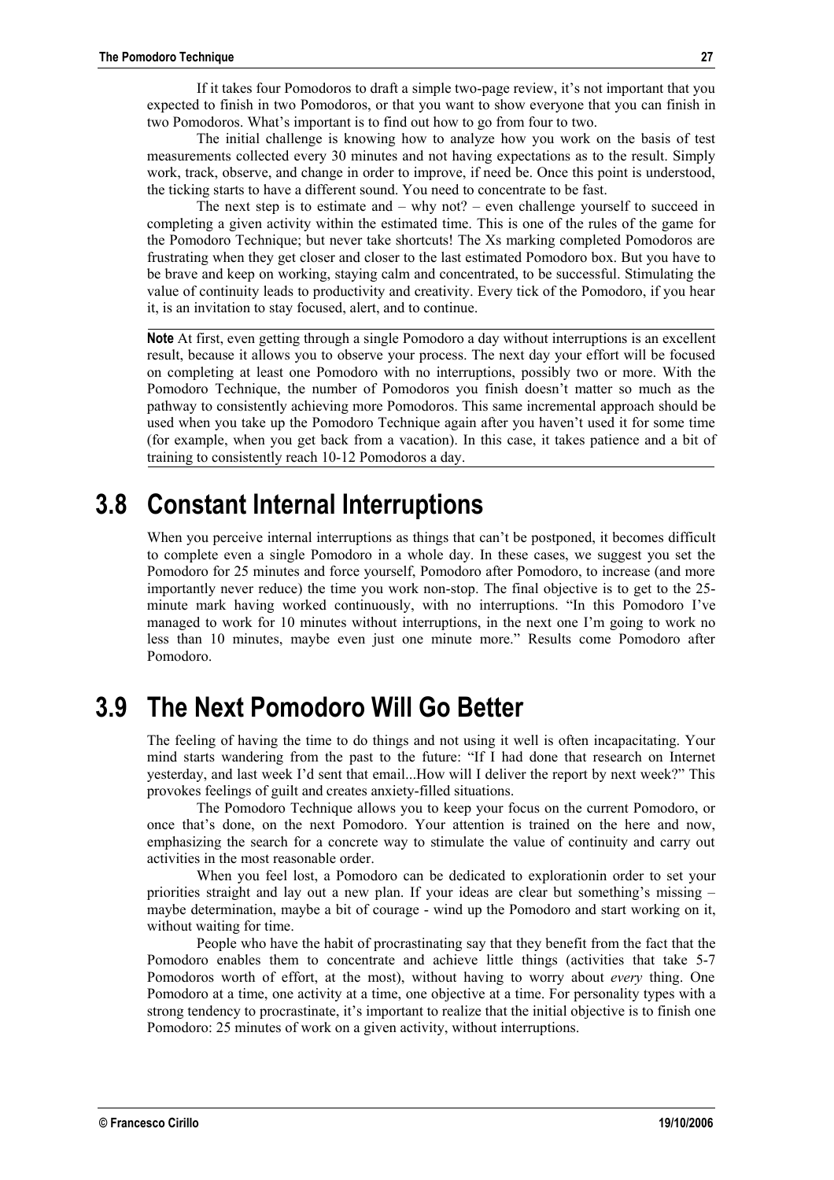If it takes four Pomodoros to draft a simple two-page review, it's not important that you expected to finish in two Pomodoros, or that you want to show everyone that you can finish in two Pomodoros. What's important is to find out how to go from four to two.

The initial challenge is knowing how to analyze how you work on the basis of test measurements collected every 30 minutes and not having expectations as to the result. Simply work, track, observe, and change in order to improve, if need be. Once this point is understood, the ticking starts to have a different sound. You need to concentrate to be fast.

The next step is to estimate and – why not? – even challenge yourself to succeed in completing a given activity within the estimated time. This is one of the rules of the game for the Pomodoro Technique; but never take shortcuts! The Xs marking completed Pomodoros are frustrating when they get closer and closer to the last estimated Pomodoro box. But you have to be brave and keep on working, staying calm and concentrated, to be successful. Stimulating the value of continuity leads to productivity and creativity. Every tick of the Pomodoro, if you hear it, is an invitation to stay focused, alert, and to continue.

---

**Note** At first, even getting through a single Pomodoro a day without interruptions is an excellent result, because it allows you to observe your process. The next day your effort will be focused on completing at least one Pomodoro with no interruptions, possibly two or more. With the Pomodoro Technique, the number of Pomodoros you finish doesn't matter so much as the pathway to consistently achieving more Pomodoros. This same incremental approach should be used when you take up the Pomodoro Technique again after you haven't used it for some time (for example, when you get back from a vacation). In this case, it takes patience and a bit of training to consistently reach 10-12 Pomodoros a day.

---

## 3.8 Constant Internal Interruptions

When you perceive internal interruptions as things that can't be postponed, it becomes difficult to complete even a single Pomodoro in a whole day. In these cases, we suggest you set the Pomodoro for 25 minutes and force yourself, Pomodoro after Pomodoro, to increase (and more importantly never reduce) the time you work non-stop. The final objective is to get to the 25-minute mark having worked continuously, with no interruptions. "In this Pomodoro I've managed to work for 10 minutes without interruptions, in the next one I'm going to work no less than 10 minutes, maybe even just one minute more." Results come Pomodoro after Pomodoro.

## 3.9 The Next Pomodoro Will Go Better

The feeling of having the time to do things and not using it well is often incapacitating. Your mind starts wandering from the past to the future: "If I had done that research on Internet yesterday, and last week I'd sent that email...How will I deliver the report by next week?" This provokes feelings of guilt and creates anxiety-filled situations.

The Pomodoro Technique allows you to keep your focus on the current Pomodoro, or once that's done, on the next Pomodoro. Your attention is trained on the here and now, emphasizing the search for a concrete way to stimulate the value of continuity and carry out activities in the most reasonable order.

When you feel lost, a Pomodoro can be dedicated to explorationin order to set your priorities straight and lay out a new plan. If your ideas are clear but something's missing – maybe determination, maybe a bit of courage - wind up the Pomodoro and start working on it, without waiting for time.

People who have the habit of procrastinating say that they benefit from the fact that the Pomodoro enables them to concentrate and achieve little things (activities that take 5-7 Pomodoros worth of effort, at the most), without having to worry about *every* thing. One Pomodoro at a time, one activity at a time, one objective at a time. For personality types with a strong tendency to procrastinate, it's important to realize that the initial objective is to finish one Pomodoro: 25 minutes of work on a given activity, without interruptions.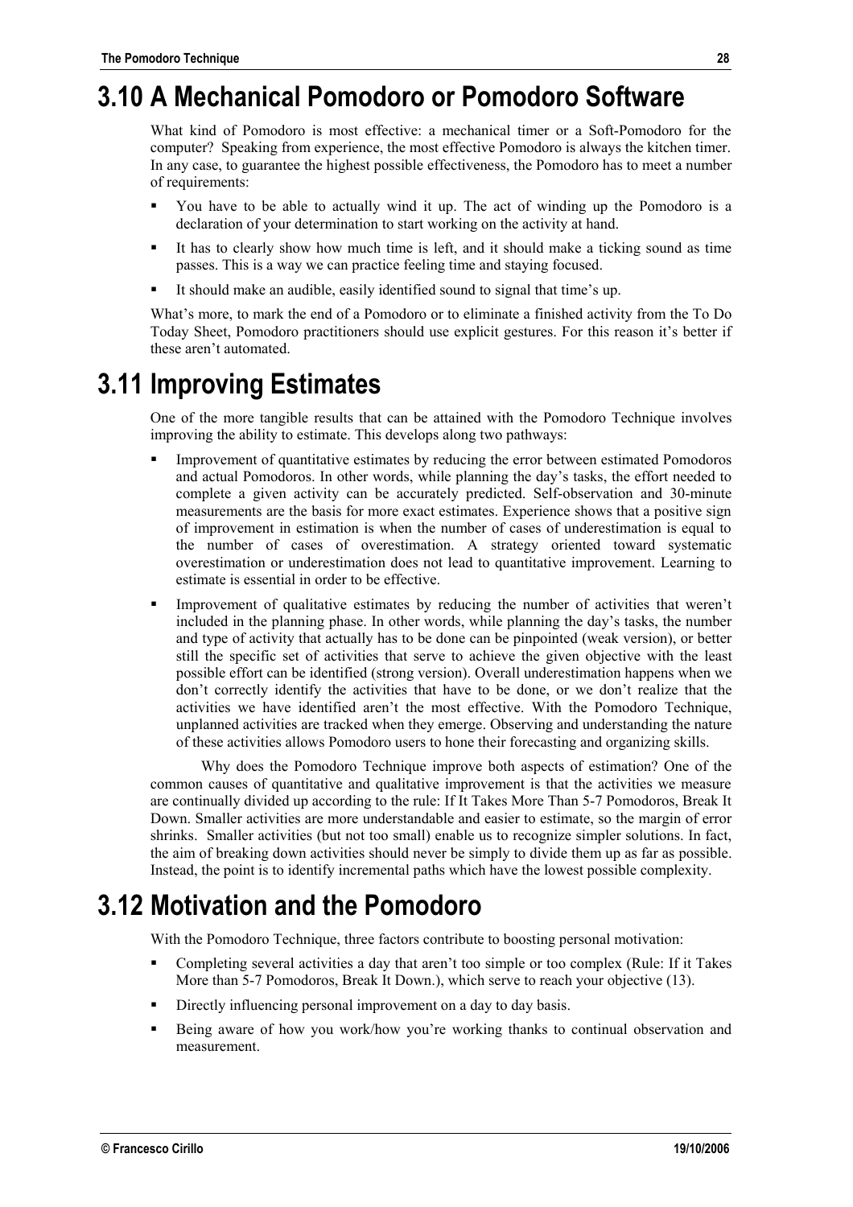## 3.10 A Mechanical Pomodoro or Pomodoro Software

What kind of Pomodoro is most effective: a mechanical timer or a Soft-Pomodoro for the computer? Speaking from experience, the most effective Pomodoro is always the kitchen timer. In any case, to guarantee the highest possible effectiveness, the Pomodoro has to meet a number of requirements:

- You have to be able to actually wind it up. The act of winding up the Pomodoro is a declaration of your determination to start working on the activity at hand.
- It has to clearly show how much time is left, and it should make a ticking sound as time passes. This is a way we can practice feeling time and staying focused.
- It should make an audible, easily identified sound to signal that time's up.

What's more, to mark the end of a Pomodoro or to eliminate a finished activity from the To Do Today Sheet, Pomodoro practitioners should use explicit gestures. For this reason it's better if these aren't automated.

## 3.11 Improving Estimates

One of the more tangible results that can be attained with the Pomodoro Technique involves improving the ability to estimate. This develops along two pathways:

- Improvement of quantitative estimates by reducing the error between estimated Pomodoros and actual Pomodoros. In other words, while planning the day's tasks, the effort needed to complete a given activity can be accurately predicted. Self-observation and 30-minute measurements are the basis for more exact estimates. Experience shows that a positive sign of improvement in estimation is when the number of cases of underestimation is equal to the number of cases of overestimation. A strategy oriented toward systematic overestimation or underestimation does not lead to quantitative improvement. Learning to estimate is essential in order to be effective.
- Improvement of qualitative estimates by reducing the number of activities that weren't included in the planning phase. In other words, while planning the day's tasks, the number and type of activity that actually has to be done can be pinpointed (weak version), or better still the specific set of activities that serve to achieve the given objective with the least possible effort can be identified (strong version). Overall underestimation happens when we don't correctly identify the activities that have to be done, or we don't realize that the activities we have identified aren't the most effective. With the Pomodoro Technique, unplanned activities are tracked when they emerge. Observing and understanding the nature of these activities allows Pomodoro users to hone their forecasting and organizing skills.

Why does the Pomodoro Technique improve both aspects of estimation? One of the common causes of quantitative and qualitative improvement is that the activities we measure are continually divided up according to the rule: If It Takes More Than 5-7 Pomodoros, Break It Down. Smaller activities are more understandable and easier to estimate, so the margin of error shrinks. Smaller activities (but not too small) enable us to recognize simpler solutions. In fact, the aim of breaking down activities should never be simply to divide them up as far as possible. Instead, the point is to identify incremental paths which have the lowest possible complexity.

## 3.12 Motivation and the Pomodoro

With the Pomodoro Technique, three factors contribute to boosting personal motivation:

- Completing several activities a day that aren't too simple or too complex (Rule: If it Takes More than 5-7 Pomodoros, Break It Down.), which serve to reach your objective (13).
- Directly influencing personal improvement on a day to day basis.
- Being aware of how you work/how you're working thanks to continual observation and measurement.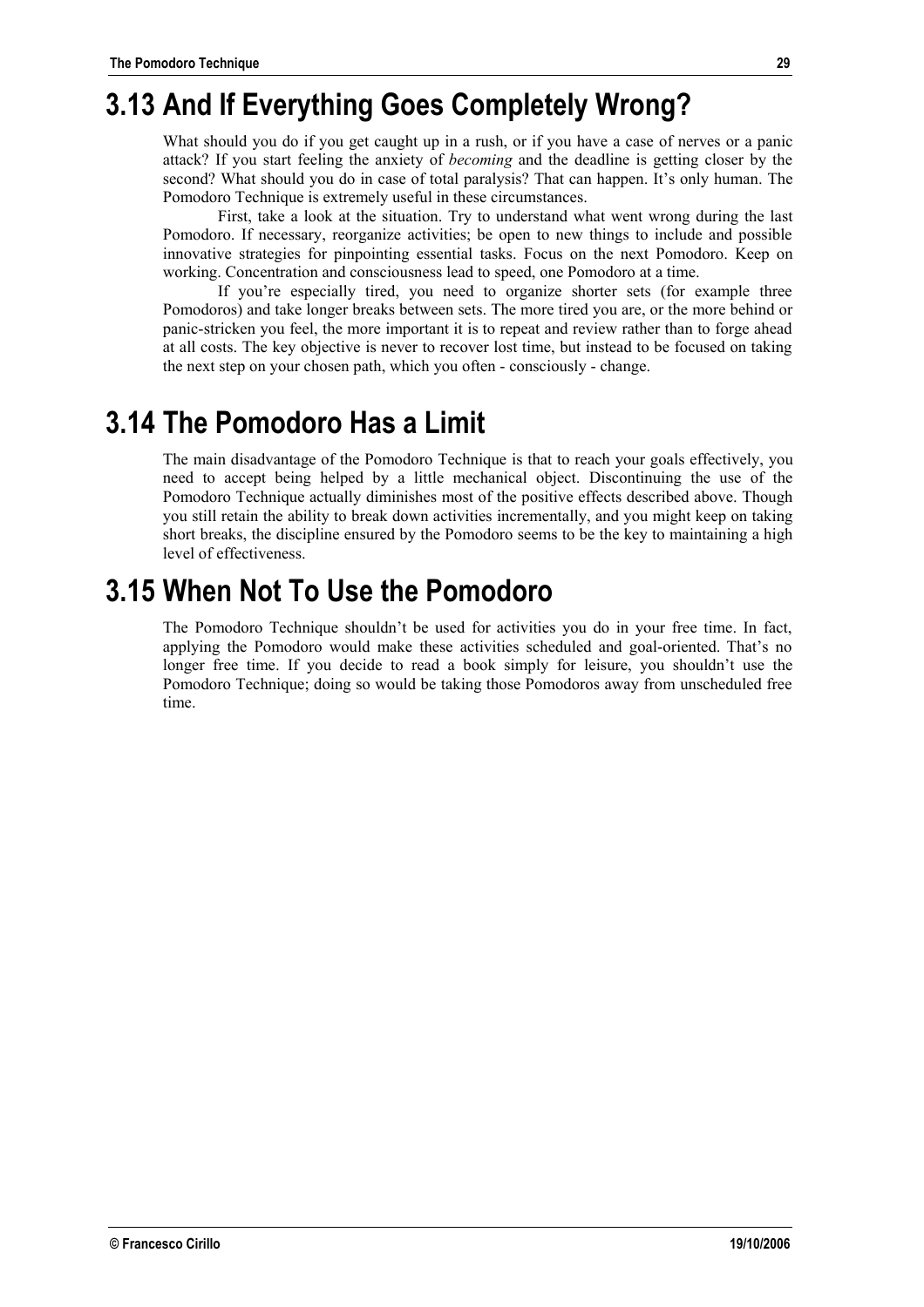## 3.13 And If Everything Goes Completely Wrong?

What should you do if you get caught up in a rush, or if you have a case of nerves or a panic attack? If you start feeling the anxiety of *becoming* and the deadline is getting closer by the second? What should you do in case of total paralysis? That can happen. It's only human. The Pomodoro Technique is extremely useful in these circumstances.

First, take a look at the situation. Try to understand what went wrong during the last Pomodoro. If necessary, reorganize activities; be open to new things to include and possible innovative strategies for pinpointing essential tasks. Focus on the next Pomodoro. Keep on working. Concentration and consciousness lead to speed, one Pomodoro at a time.

If you're especially tired, you need to organize shorter sets (for example three Pomodoros) and take longer breaks between sets. The more tired you are, or the more behind or panic-stricken you feel, the more important it is to repeat and review rather than to forge ahead at all costs. The key objective is never to recover lost time, but instead to be focused on taking the next step on your chosen path, which you often - consciously - change.

## 3.14 The Pomodoro Has a Limit

The main disadvantage of the Pomodoro Technique is that to reach your goals effectively, you need to accept being helped by a little mechanical object. Discontinuing the use of the Pomodoro Technique actually diminishes most of the positive effects described above. Though you still retain the ability to break down activities incrementally, and you might keep on taking short breaks, the discipline ensured by the Pomodoro seems to be the key to maintaining a high level of effectiveness.

## 3.15 When Not To Use the Pomodoro

The Pomodoro Technique shouldn't be used for activities you do in your free time. In fact, applying the Pomodoro would make these activities scheduled and goal-oriented. That's no longer free time. If you decide to read a book simply for leisure, you shouldn't use the Pomodoro Technique; doing so would be taking those Pomodoros away from unscheduled free time.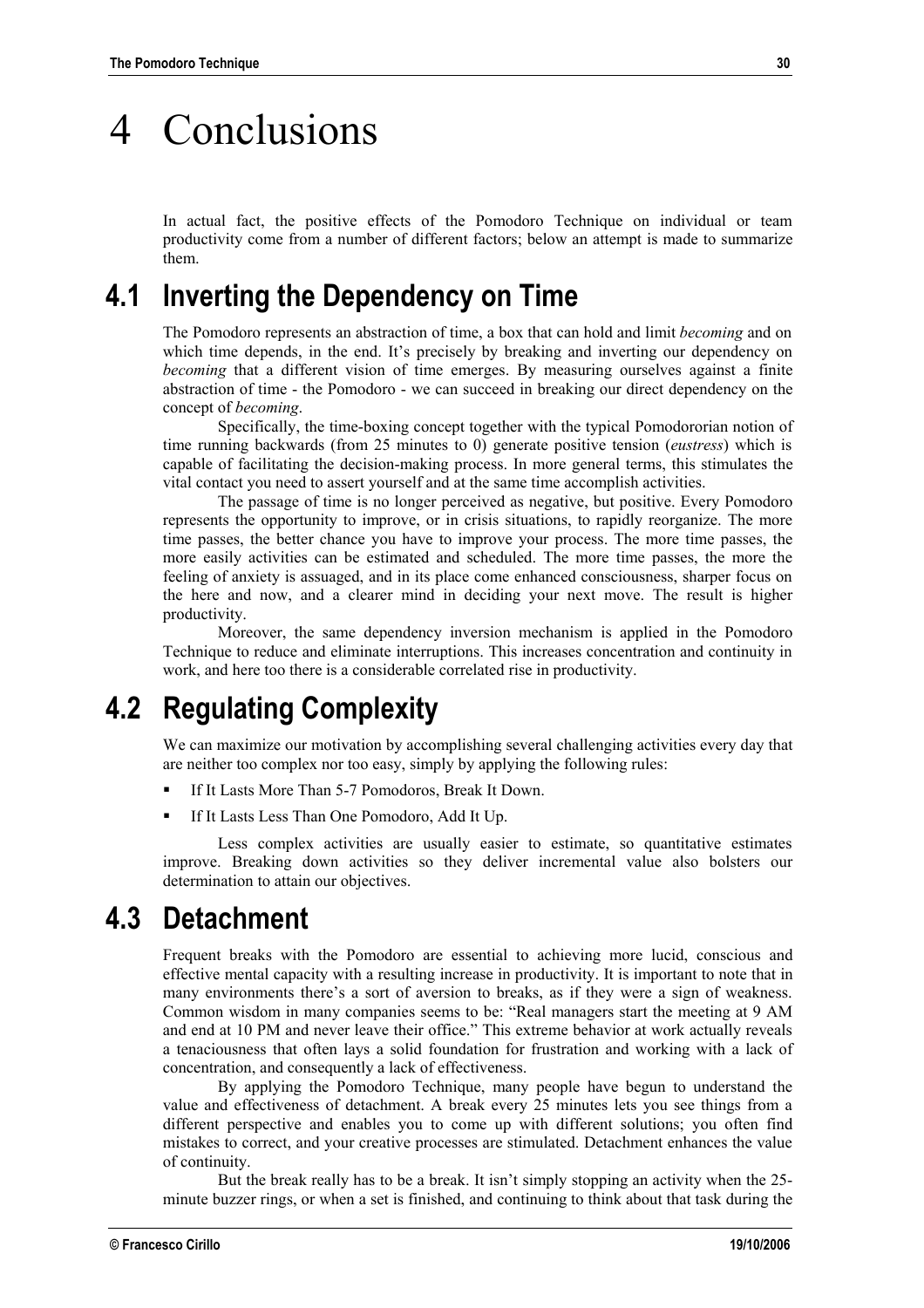# 4 Conclusions

In actual fact, the positive effects of the Pomodoro Technique on individual or team productivity come from a number of different factors; below an attempt is made to summarize them.

## 4.1 Inverting the Dependency on Time

The Pomodoro represents an abstraction of time, a box that can hold and limit *becoming* and on which time depends, in the end. It's precisely by breaking and inverting our dependency on *becoming* that a different vision of time emerges. By measuring ourselves against a finite abstraction of time - the Pomodoro - we can succeed in breaking our direct dependency on the concept of *becoming*.

Specifically, the time-boxing concept together with the typical Pomodororian notion of time running backwards (from 25 minutes to 0) generate positive tension (*eustress*) which is capable of facilitating the decision-making process. In more general terms, this stimulates the vital contact you need to assert yourself and at the same time accomplish activities.

The passage of time is no longer perceived as negative, but positive. Every Pomodoro represents the opportunity to improve, or in crisis situations, to rapidly reorganize. The more time passes, the better chance you have to improve your process. The more time passes, the more easily activities can be estimated and scheduled. The more time passes, the more the feeling of anxiety is assuaged, and in its place come enhanced consciousness, sharper focus on the here and now, and a clearer mind in deciding your next move. The result is higher productivity.

Moreover, the same dependency inversion mechanism is applied in the Pomodoro Technique to reduce and eliminate interruptions. This increases concentration and continuity in work, and here too there is a considerable correlated rise in productivity.

## 4.2 Regulating Complexity

We can maximize our motivation by accomplishing several challenging activities every day that are neither too complex nor too easy, simply by applying the following rules:

- If It Lasts More Than 5-7 Pomodoros, Break It Down.
- If It Lasts Less Than One Pomodoro, Add It Up.

Less complex activities are usually easier to estimate, so quantitative estimates improve. Breaking down activities so they deliver incremental value also bolsters our determination to attain our objectives.

## 4.3 Detachment

Frequent breaks with the Pomodoro are essential to achieving more lucid, conscious and effective mental capacity with a resulting increase in productivity. It is important to note that in many environments there's a sort of aversion to breaks, as if they were a sign of weakness. Common wisdom in many companies seems to be: "Real managers start the meeting at 9 AM and end at 10 PM and never leave their office." This extreme behavior at work actually reveals a tenaciousness that often lays a solid foundation for frustration and working with a lack of concentration, and consequently a lack of effectiveness.

By applying the Pomodoro Technique, many people have begun to understand the value and effectiveness of detachment. A break every 25 minutes lets you see things from a different perspective and enables you to come up with different solutions; you often find mistakes to correct, and your creative processes are stimulated. Detachment enhances the value of continuity.

But the break really has to be a break. It isn't simply stopping an activity when the 25-minute buzzer rings, or when a set is finished, and continuing to think about that task during the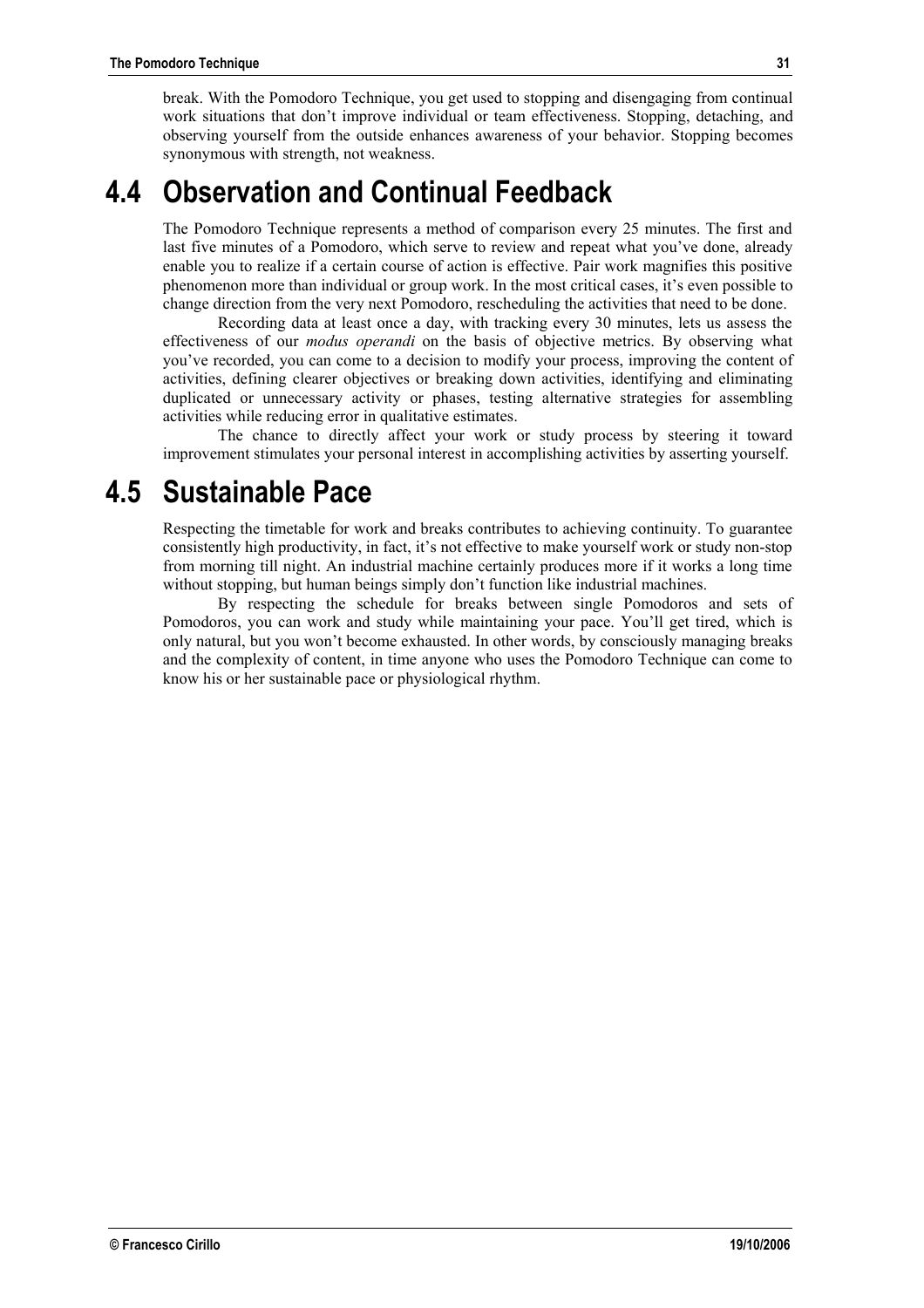break. With the Pomodoro Technique, you get used to stopping and disengaging from continual work situations that don't improve individual or team effectiveness. Stopping, detaching, and observing yourself from the outside enhances awareness of your behavior. Stopping becomes synonymous with strength, not weakness.

## 4.4 Observation and Continual Feedback

The Pomodoro Technique represents a method of comparison every 25 minutes. The first and last five minutes of a Pomodoro, which serve to review and repeat what you've done, already enable you to realize if a certain course of action is effective. Pair work magnifies this positive phenomenon more than individual or group work. In the most critical cases, it's even possible to change direction from the very next Pomodoro, rescheduling the activities that need to be done.

Recording data at least once a day, with tracking every 30 minutes, lets us assess the effectiveness of our *modus operandi* on the basis of objective metrics. By observing what you've recorded, you can come to a decision to modify your process, improving the content of activities, defining clearer objectives or breaking down activities, identifying and eliminating duplicated or unnecessary activity or phases, testing alternative strategies for assembling activities while reducing error in qualitative estimates.

The chance to directly affect your work or study process by steering it toward improvement stimulates your personal interest in accomplishing activities by asserting yourself.

## 4.5 Sustainable Pace

Respecting the timetable for work and breaks contributes to achieving continuity. To guarantee consistently high productivity, in fact, it's not effective to make yourself work or study non-stop from morning till night. An industrial machine certainly produces more if it works a long time without stopping, but human beings simply don't function like industrial machines.

By respecting the schedule for breaks between single Pomodoros and sets of Pomodoros, you can work and study while maintaining your pace. You'll get tired, which is only natural, but you won't become exhausted. In other words, by consciously managing breaks and the complexity of content, in time anyone who uses the Pomodoro Technique can come to know his or her sustainable pace or physiological rhythm.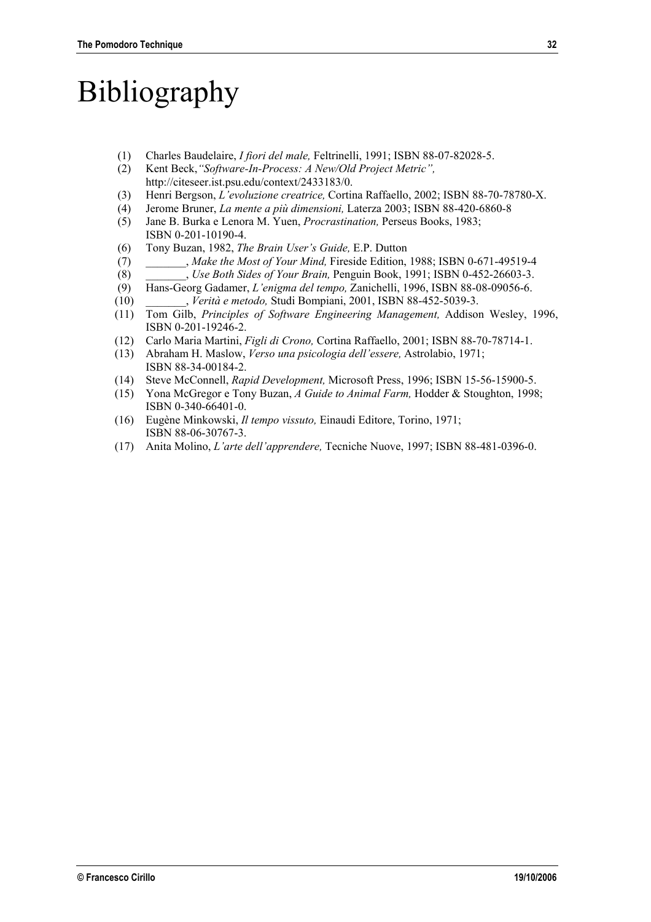# Bibliography

(1) Charles Baudelaire, *I fiori del male,* Feltrinelli, 1991; ISBN 88-07-82028-5.
(2) Kent Beck, *"Software-In-Process: A New/Old Project Metric",* http://citeseer.ist.psu.edu/context/2433183/0.
(3) Henri Bergson, *L'evoluzione creatrice,* Cortina Raffaello, 2002; ISBN 88-70-78780-X.
(4) Jerome Bruner, *La mente a più dimensioni,* Laterza 2003; ISBN 88-420-6860-8
(5) Jane B. Burka e Lenora M. Yuen, *Procrastination,* Perseus Books, 1983; ISBN 0-201-10190-4.
(6) Tony Buzan, 1982, *The Brain User's Guide,* E.P. Dutton
(7) _______, *Make the Most of Your Mind,* Fireside Edition, 1988; ISBN 0-671-49519-4
(8) _______, *Use Both Sides of Your Brain,* Penguin Book, 1991; ISBN 0-452-26603-3.
(9) Hans-Georg Gadamer, *L'enigma del tempo,* Zanichelli, 1996, ISBN 88-08-09056-6.
(10) _______, *Verità e metodo,* Studi Bompiani, 2001, ISBN 88-452-5039-3.
(11) Tom Gilb, *Principles of Software Engineering Management,* Addison Wesley, 1996, ISBN 0-201-19246-2.
(12) Carlo Maria Martini, *Figli di Crono,* Cortina Raffaello, 2001; ISBN 88-70-78714-1.
(13) Abraham H. Maslow, *Verso una psicologia dell'essere,* Astrolabio, 1971; ISBN 88-34-00184-2.
(14) Steve McConnell, *Rapid Development,* Microsoft Press, 1996; ISBN 15-56-15900-5.
(15) Yona McGregor e Tony Buzan, *A Guide to Animal Farm,* Hodder & Stoughton, 1998; ISBN 0-340-66401-0.
(16) Eugène Minkowski, *Il tempo vissuto,* Einaudi Editore, Torino, 1971; ISBN 88-06-30767-3.
(17) Anita Molino, *L'arte dell'apprendere,* Tecniche Nuove, 1997; ISBN 88-481-0396-0.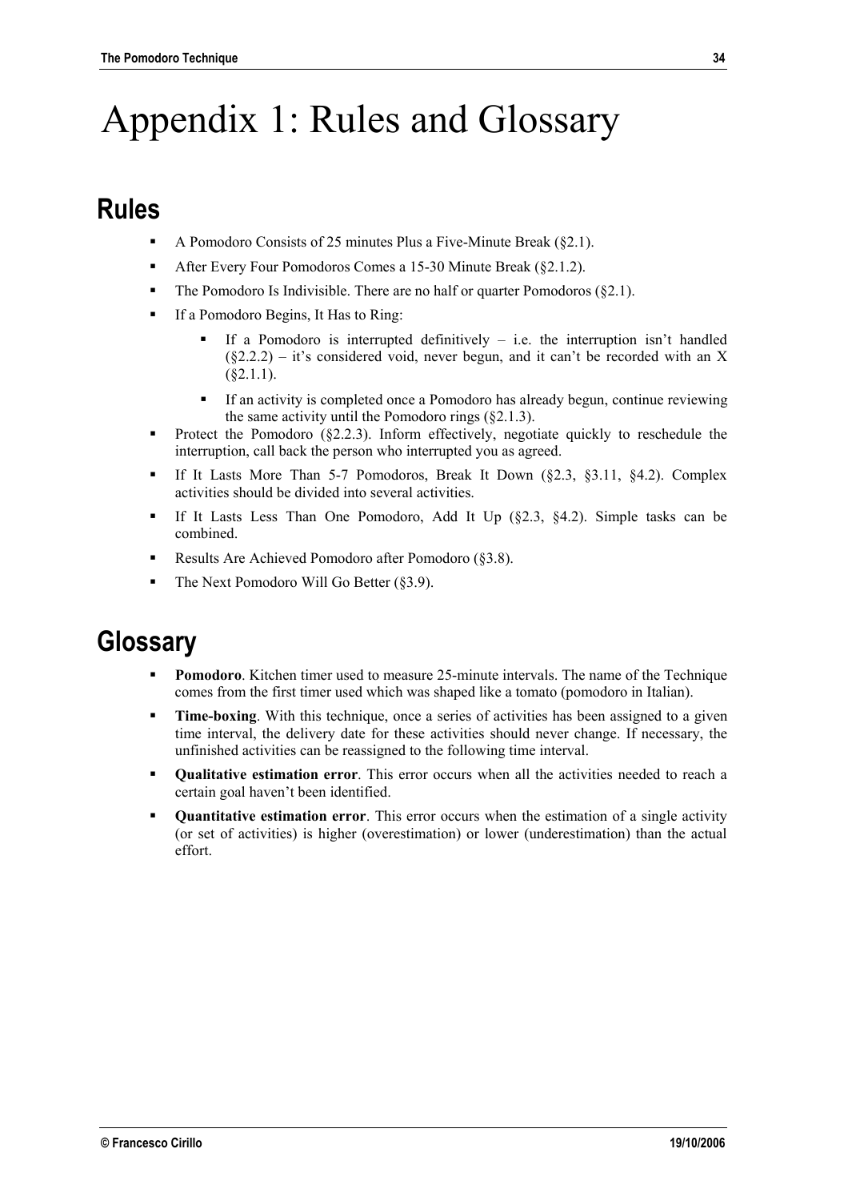# Appendix 1: Rules and Glossary

## Rules

- A Pomodoro Consists of 25 minutes Plus a Five-Minute Break (§2.1).
- After Every Four Pomodoros Comes a 15-30 Minute Break (§2.1.2).
- The Pomodoro Is Indivisible. There are no half or quarter Pomodoros (§2.1).
- If a Pomodoro Begins, It Has to Ring:
  - If a Pomodoro is interrupted definitively – i.e. the interruption isn't handled (§2.2.2) – it's considered void, never begun, and it can't be recorded with an X (§2.1.1).
  - If an activity is completed once a Pomodoro has already begun, continue reviewing the same activity until the Pomodoro rings (§2.1.3).
- Protect the Pomodoro (§2.2.3). Inform effectively, negotiate quickly to reschedule the interruption, call back the person who interrupted you as agreed.
- If It Lasts More Than 5-7 Pomodoros, Break It Down (§2.3, §3.11, §4.2). Complex activities should be divided into several activities.
- If It Lasts Less Than One Pomodoro, Add It Up (§2.3, §4.2). Simple tasks can be combined.
- Results Are Achieved Pomodoro after Pomodoro (§3.8).
- The Next Pomodoro Will Go Better (§3.9).

## Glossary

- **Pomodoro**. Kitchen timer used to measure 25-minute intervals. The name of the Technique comes from the first timer used which was shaped like a tomato (pomodoro in Italian).
- **Time-boxing**. With this technique, once a series of activities has been assigned to a given time interval, the delivery date for these activities should never change. If necessary, the unfinished activities can be reassigned to the following time interval.
- **Qualitative estimation error**. This error occurs when all the activities needed to reach a certain goal haven't been identified.
- **Quantitative estimation error**. This error occurs when the estimation of a single activity (or set of activities) is higher (overestimation) or lower (underestimation) than the actual effort.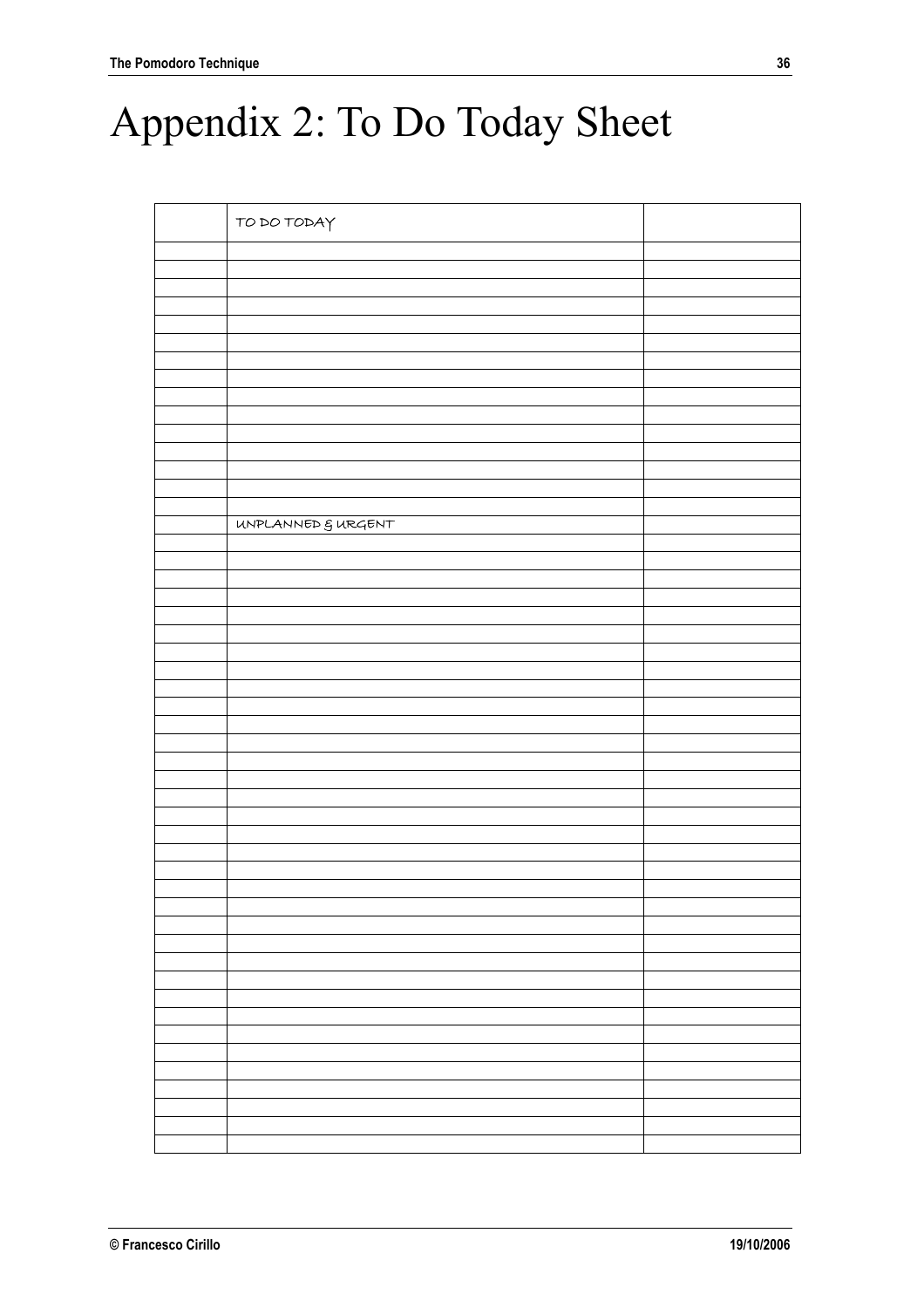# Appendix 2: To Do Today Sheet

| | TO DO TODAY | |
|---|---|---|
| | | |
| | | |
| | | |
| | | |
| | | |
| | | |
| | | |
| | | |
| | | |
| | | |
| | | |
| | | |
| | | |
| | | |
| | | |
| | UNPLANNED & URGENT | |
| | | |
| | | |
| | | |
| | | |
| | | |
| | | |
| | | |
| | | |
| | | |
| | | |
| | | |
| | | |
| | | |
| | | |
| | | |
| | | |
| | | |
| | | |
| | | |
| | | |
| | | |
| | | |
| | | |
| | | |
| | | |
| | | |
| | | |
| | | |
| | | |
| | | |
| | | |
| | | |
| | | |
| | | |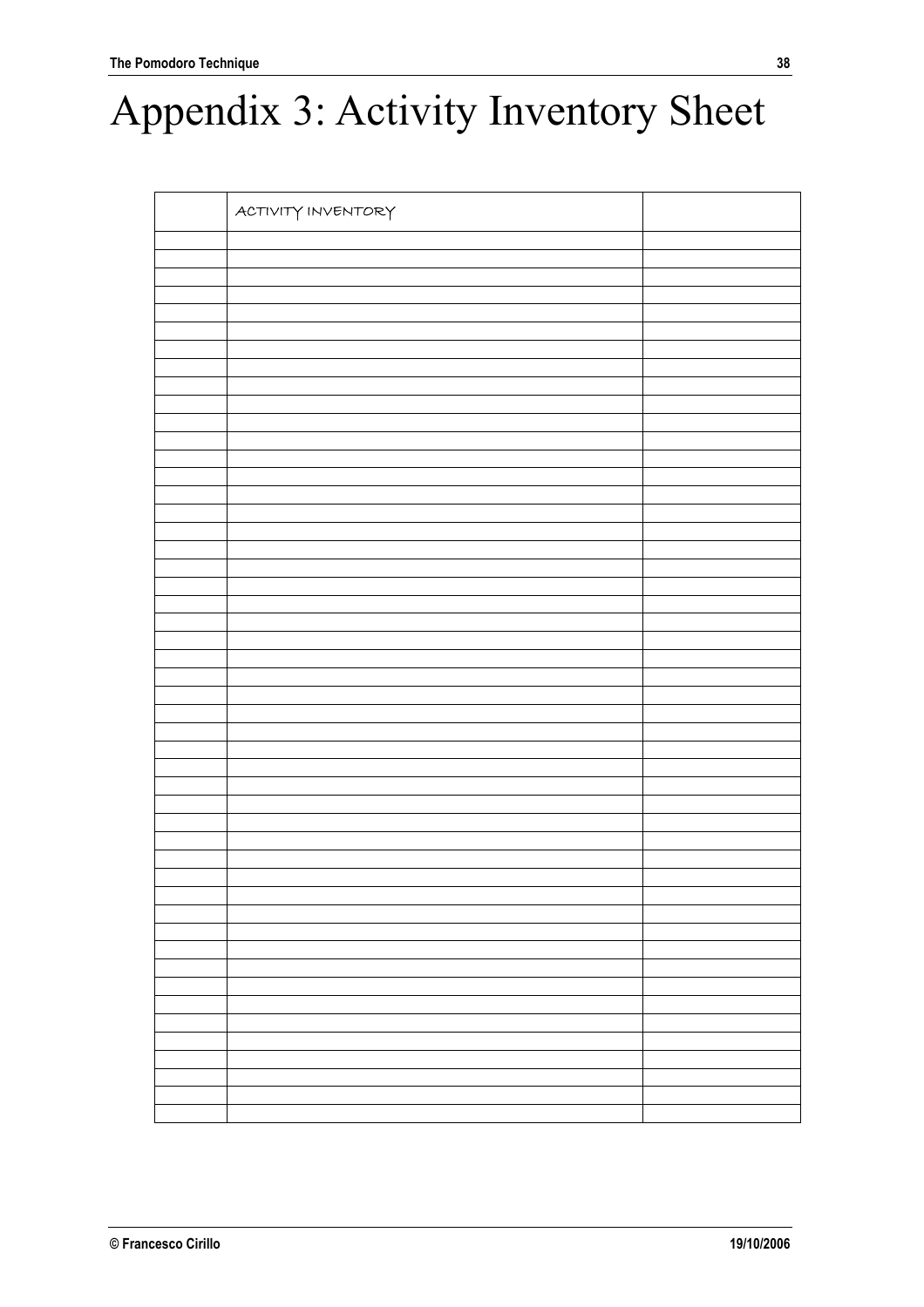# Appendix 3: Activity Inventory Sheet

| | ACTIVITY INVENTORY | |
|---|---|---|
| | | |
| | | |
| | | |
| | | |
| | | |
| | | |
| | | |
| | | |
| | | |
| | | |
| | | |
| | | |
| | | |
| | | |
| | | |
| | | |
| | | |
| | | |
| | | |
| | | |
| | | |
| | | |
| | | |
| | | |
| | | |
| | | |
| | | |
| | | |
| | | |
| | | |
| | | |
| | | |
| | | |
| | | |
| | | |
| | | |
| | | |
| | | |
| | | |
| | | |
| | | |
| | | |
| | | |
| | | |
| | | |
| | | |
| | | |
| | | |
| | | |
| | | |